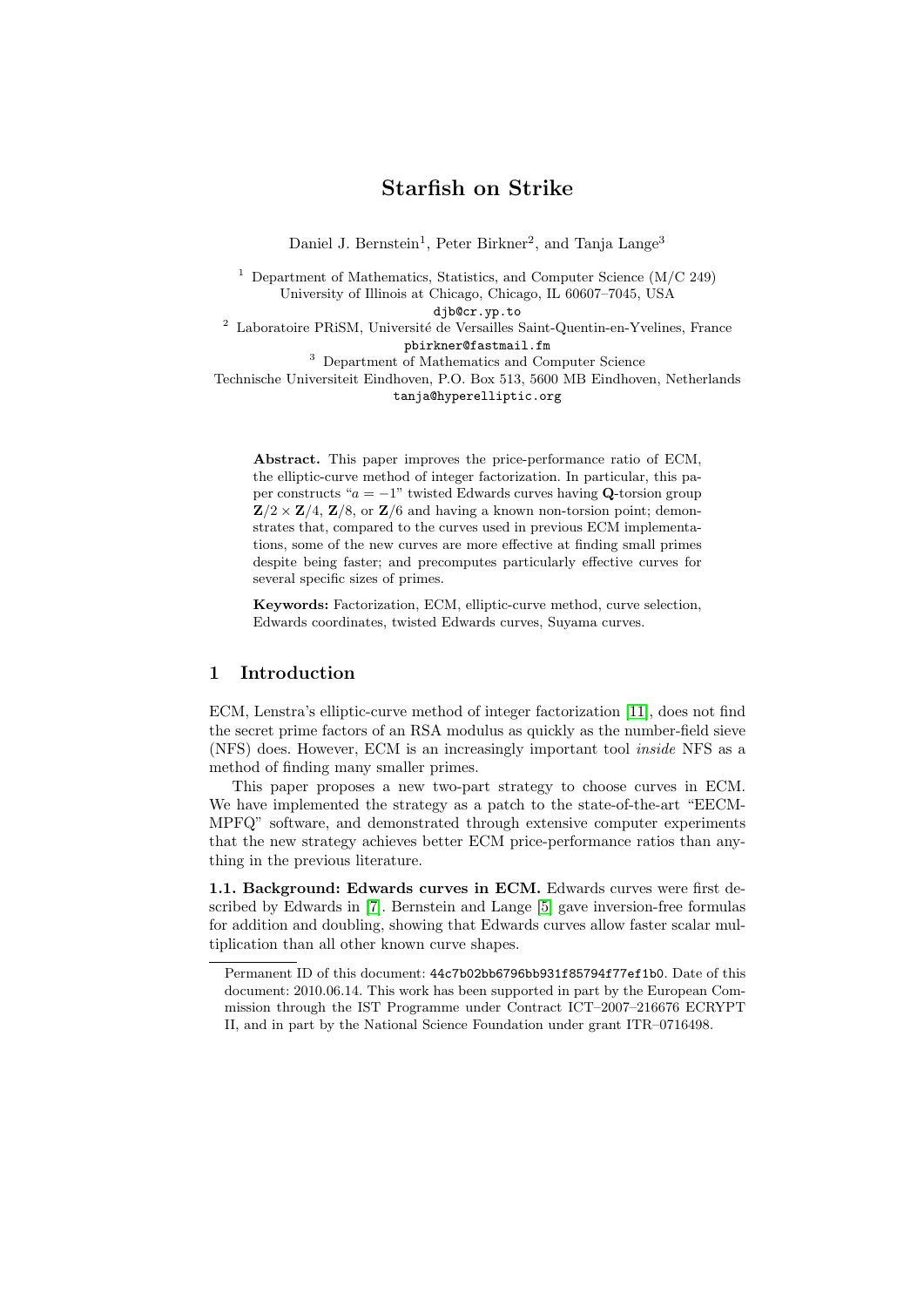# Starfish on Strike

Daniel J. Bernstein[1], Peter Birkner[2], and Tanja Lange[3]

[1] Department of Mathematics, Statistics, and Computer Science (M/C 249)
University of Illinois at Chicago, Chicago, IL 60607–7045, USA
djb@cr.yp.to

[2] Laboratoire PRiSM, Université de Versailles Saint-Quentin-en-Yvelines, France
pbirkner@fastmail.fm

[3] Department of Mathematics and Computer Science
Technische Universiteit Eindhoven, P.O. Box 513, 5600 MB Eindhoven, Netherlands
tanja@hyperelliptic.org

**Abstract.** This paper improves the price-performance ratio of ECM, the elliptic-curve method of integer factorization. In particular, this paper constructs "$a = -1$" twisted Edwards curves having $\mathbf{Q}$-torsion group $\mathbf{Z}/2 \times \mathbf{Z}/4$, $\mathbf{Z}/8$, or $\mathbf{Z}/6$ and having a known non-torsion point; demonstrates that, compared to the curves used in previous ECM implementations, some of the new curves are more effective at finding small primes despite being faster; and precomputes particularly effective curves for several specific sizes of primes.

**Keywords:** Factorization, ECM, elliptic-curve method, curve selection, Edwards coordinates, twisted Edwards curves, Suyama curves.

## 1 Introduction

ECM, Lenstra's elliptic-curve method of integer factorization [11], does not find the secret prime factors of an RSA modulus as quickly as the number-field sieve (NFS) does. However, ECM is an increasingly important tool *inside* NFS as a method of finding many smaller primes.

This paper proposes a new two-part strategy to choose curves in ECM. We have implemented the strategy as a patch to the state-of-the-art "EECM-MPFQ" software, and demonstrated through extensive computer experiments that the new strategy achieves better ECM price-performance ratios than anything in the previous literature.

**1.1. Background: Edwards curves in ECM.** Edwards curves were first described by Edwards in [7]. Bernstein and Lange [5] gave inversion-free formulas for addition and doubling, showing that Edwards curves allow faster scalar multiplication than all other known curve shapes.

Permanent ID of this document: 44c7b02bb6796bb931f85794f77ef1b0. Date of this document: 2010.06.14. This work has been supported in part by the European Commission through the IST Programme under Contract ICT–2007–216676 ECRYPT II, and in part by the National Science Foundation under grant ITR–0716498.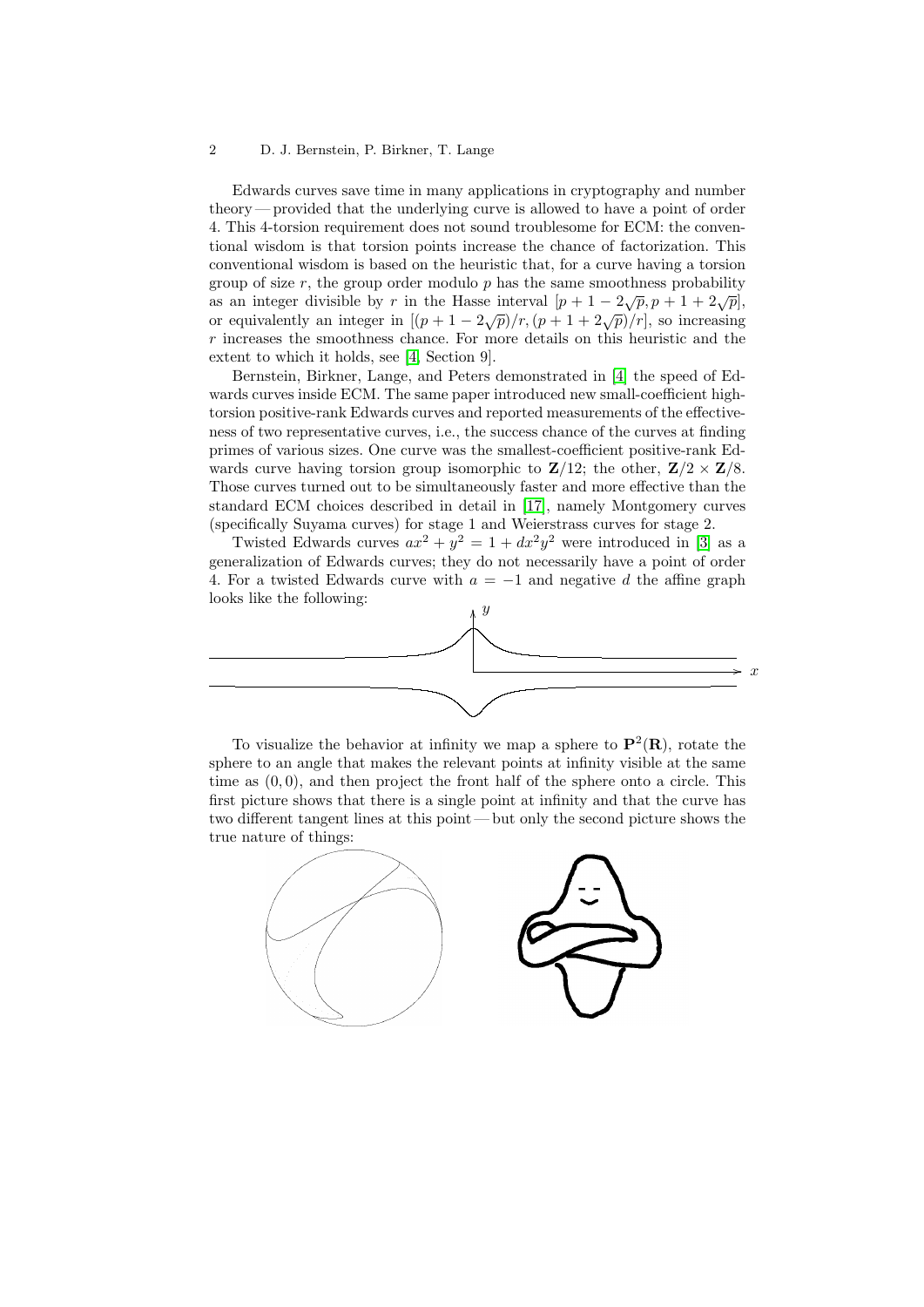Edwards curves save time in many applications in cryptography and number theory — provided that the underlying curve is allowed to have a point of order 4. This 4-torsion requirement does not sound troublesome for ECM: the conventional wisdom is that torsion points increase the chance of factorization. This conventional wisdom is based on the heuristic that, for a curve having a torsion group of size $r$, the group order modulo $p$ has the same smoothness probability as an integer divisible by $r$ in the Hasse interval $[p+1-2\sqrt{p}, p+1+2\sqrt{p}]$, or equivalently an integer in $[(p+1-2\sqrt{p})/r, (p+1+2\sqrt{p})/r]$, so increasing $r$ increases the smoothness chance. For more details on this heuristic and the extent to which it holds, see [4, Section 9].

Bernstein, Birkner, Lange, and Peters demonstrated in [4] the speed of Edwards curves inside ECM. The same paper introduced new small-coefficient high-torsion positive-rank Edwards curves and reported measurements of the effectiveness of two representative curves, i.e., the success chance of the curves at finding primes of various sizes. One curve was the smallest-coefficient positive-rank Edwards curve having torsion group isomorphic to $\mathbf{Z}/12$; the other, $\mathbf{Z}/2 \times \mathbf{Z}/8$. Those curves turned out to be simultaneously faster and more effective than the standard ECM choices described in detail in [17], namely Montgomery curves (specifically Suyama curves) for stage 1 and Weierstrass curves for stage 2.

Twisted Edwards curves $ax^2 + y^2 = 1 + dx^2y^2$ were introduced in [3] as a generalization of Edwards curves; they do not necessarily have a point of order 4. For a twisted Edwards curve with $a = -1$ and negative $d$ the affine graph looks like the following:

To visualize the behavior at infinity we map a sphere to $\mathbf{P}^2(\mathbf{R})$, rotate the sphere to an angle that makes the relevant points at infinity visible at the same time as $(0, 0)$, and then project the front half of the sphere onto a circle. This first picture shows that there is a single point at infinity and that the curve has two different tangent lines at this point — but only the second picture shows the true nature of things: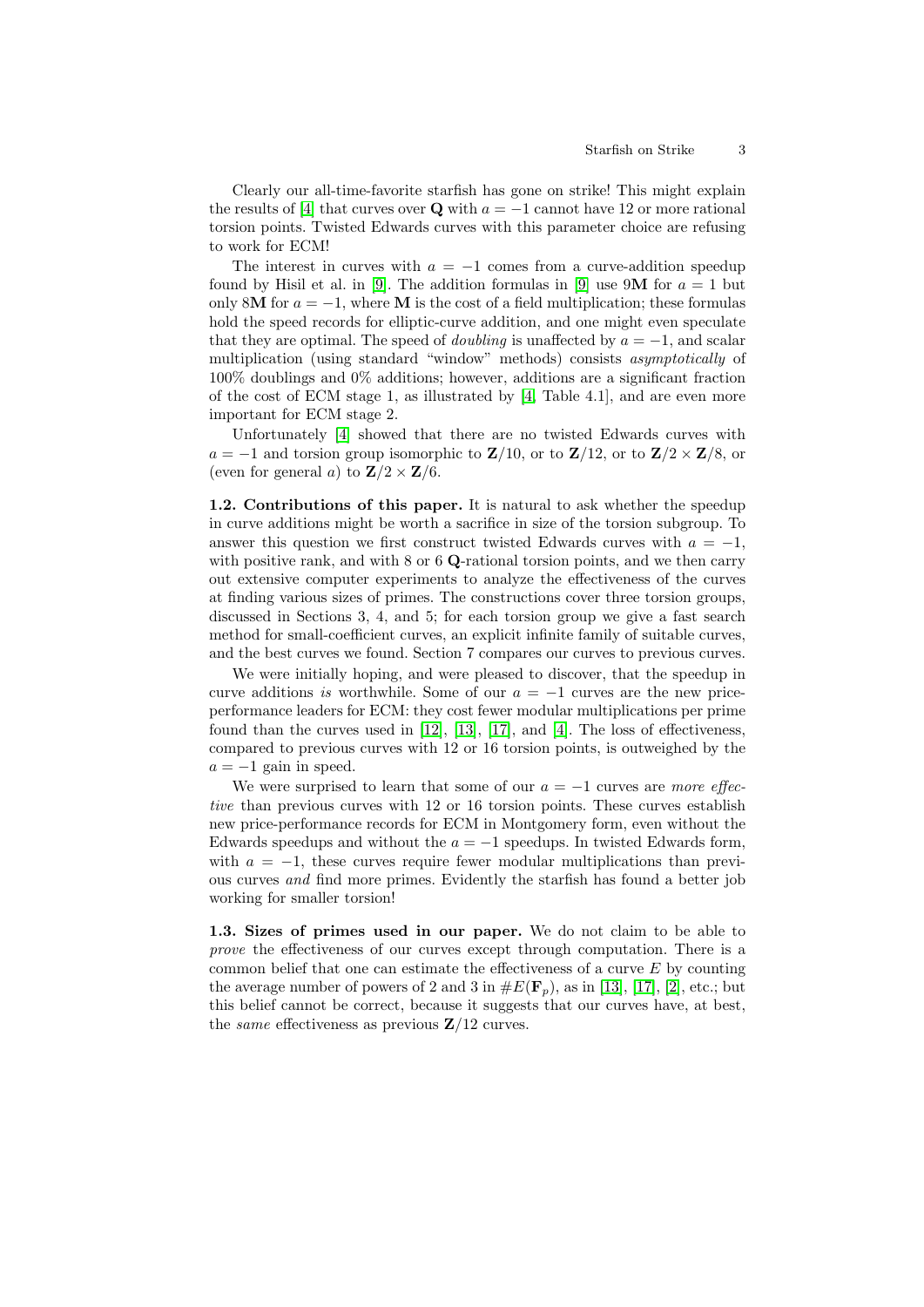Clearly our all-time-favorite starfish has gone on strike! This might explain the results of [4] that curves over $\mathbf{Q}$ with $a = -1$ cannot have 12 or more rational torsion points. Twisted Edwards curves with this parameter choice are refusing to work for ECM!

The interest in curves with $a = -1$ comes from a curve-addition speedup found by Hisil et al. in [9]. The addition formulas in [9] use $9\mathbf{M}$ for $a = 1$ but only $8\mathbf{M}$ for $a = -1$, where $\mathbf{M}$ is the cost of a field multiplication; these formulas hold the speed records for elliptic-curve addition, and one might even speculate that they are optimal. The speed of *doubling* is unaffected by $a = -1$, and scalar multiplication (using standard "window" methods) consists *asymptotically* of 100% doublings and 0% additions; however, additions are a significant fraction of the cost of ECM stage 1, as illustrated by [4, Table 4.1], and are even more important for ECM stage 2.

Unfortunately [4] showed that there are no twisted Edwards curves with $a = -1$ and torsion group isomorphic to $\mathbf{Z}/10$, or to $\mathbf{Z}/12$, or to $\mathbf{Z}/2 \times \mathbf{Z}/8$, or (even for general $a$) to $\mathbf{Z}/2 \times \mathbf{Z}/6$.

**1.2. Contributions of this paper.** It is natural to ask whether the speedup in curve additions might be worth a sacrifice in size of the torsion subgroup. To answer this question we first construct twisted Edwards curves with $a = -1$, with positive rank, and with 8 or 6 $\mathbf{Q}$-rational torsion points, and we then carry out extensive computer experiments to analyze the effectiveness of the curves at finding various sizes of primes. The constructions cover three torsion groups, discussed in Sections 3, 4, and 5; for each torsion group we give a fast search method for small-coefficient curves, an explicit infinite family of suitable curves, and the best curves we found. Section 7 compares our curves to previous curves.

We were initially hoping, and were pleased to discover, that the speedup in curve additions *is* worthwhile. Some of our $a = -1$ curves are the new price-performance leaders for ECM: they cost fewer modular multiplications per prime found than the curves used in [12], [13], [17], and [4]. The loss of effectiveness, compared to previous curves with 12 or 16 torsion points, is outweighed by the $a = -1$ gain in speed.

We were surprised to learn that some of our $a = -1$ curves are *more effective* than previous curves with 12 or 16 torsion points. These curves establish new price-performance records for ECM in Montgomery form, even without the Edwards speedups and without the $a = -1$ speedups. In twisted Edwards form, with $a = -1$, these curves require fewer modular multiplications than previous curves *and* find more primes. Evidently the starfish has found a better job working for smaller torsion!

**1.3. Sizes of primes used in our paper.** We do not claim to be able to *prove* the effectiveness of our curves except through computation. There is a common belief that one can estimate the effectiveness of a curve $E$ by counting the average number of powers of 2 and 3 in $\#E(\mathbf{F}_p)$, as in [13], [17], [2], etc.; but this belief cannot be correct, because it suggests that our curves have, at best, the *same* effectiveness as previous $\mathbf{Z}/12$ curves.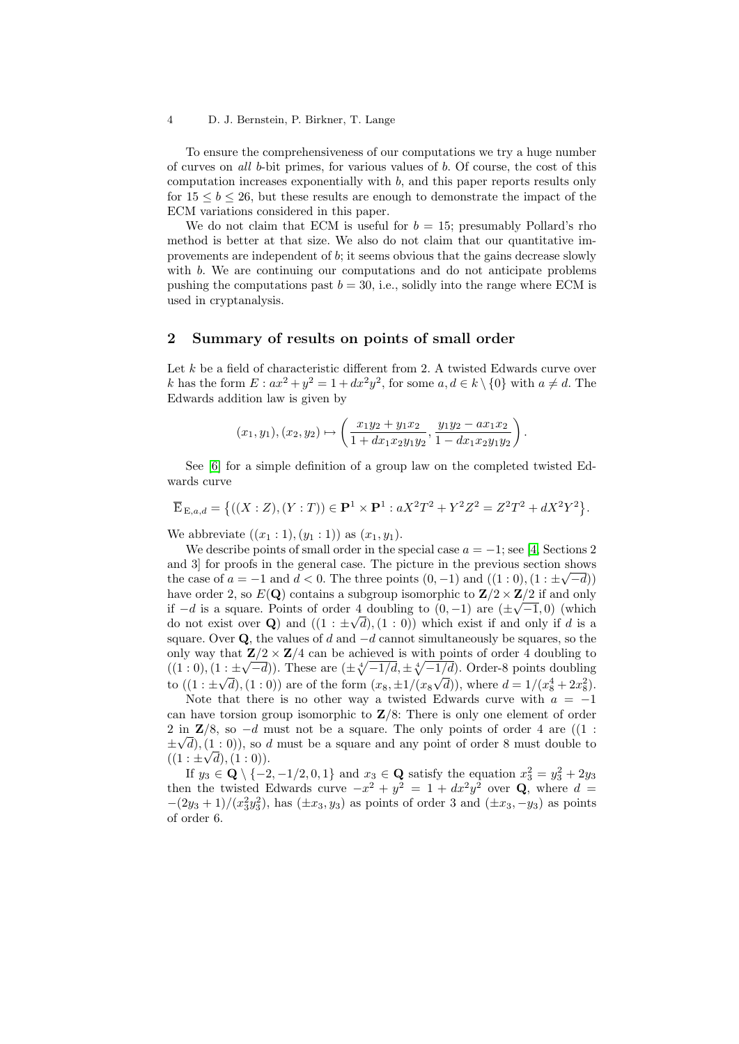To ensure the comprehensiveness of our computations we try a huge number of curves on *all* $b$-bit primes, for various values of $b$. Of course, the cost of this computation increases exponentially with $b$, and this paper reports results only for $15 \leq b \leq 26$, but these results are enough to demonstrate the impact of the ECM variations considered in this paper.

We do not claim that ECM is useful for $b = 15$; presumably Pollard's rho method is better at that size. We also do not claim that our quantitative improvements are independent of $b$; it seems obvious that the gains decrease slowly with $b$. We are continuing our computations and do not anticipate problems pushing the computations past $b = 30$, i.e., solidly into the range where ECM is used in cryptanalysis.

## 2 Summary of results on points of small order

Let $k$ be a field of characteristic different from 2. A twisted Edwards curve over $k$ has the form $E : ax^2 + y^2 = 1 + dx^2y^2$, for some $a, d \in k \setminus \{0\}$ with $a \neq d$. The Edwards addition law is given by

$$(x_1, y_1), (x_2, y_2) \mapsto \left( \frac{x_1y_2 + y_1x_2}{1 + dx_1x_2y_1y_2}, \frac{y_1y_2 - ax_1x_2}{1 - dx_1x_2y_1y_2} \right).$$

See [6] for a simple definition of a group law on the completed twisted Edwards curve

$$\overline{E}_{E,a,d} = \{((X : Z), (Y : T)) \in \mathbf{P}^1 \times \mathbf{P}^1 : aX^2T^2 + Y^2Z^2 = Z^2T^2 + dX^2Y^2\}.$$

We abbreviate $((x_1 : 1), (y_1 : 1))$ as $(x_1, y_1)$.

We describe points of small order in the special case $a = -1$; see [4, Sections 2 and 3] for proofs in the general case. The picture in the previous section shows the case of $a = -1$ and $d < 0$. The three points $(0, -1)$ and $((1 : 0), (1 : \pm\sqrt{-d}))$ have order 2, so $E(\mathbf{Q})$ contains a subgroup isomorphic to $\mathbf{Z}/2 \times \mathbf{Z}/2$ if and only if $-d$ is a square. Points of order 4 doubling to $(0, -1)$ are $(\pm\sqrt{-1}, 0)$ (which do not exist over $\mathbf{Q}$) and $((1 : \pm\sqrt{d}), (1 : 0))$ which exist if and only if $d$ is a square. Over $\mathbf{Q}$, the values of $d$ and $-d$ cannot simultaneously be squares, so the only way that $\mathbf{Z}/2 \times \mathbf{Z}/4$ can be achieved is with points of order 4 doubling to $((1 : 0), (1 : \pm\sqrt{-d}))$. These are $(\pm\sqrt[4]{-1/d}, \pm\sqrt[4]{-1/d})$. Order-8 points doubling to $((1 : \pm\sqrt{d}), (1 : 0))$ are of the form $(x_8, \pm 1/(x_8\sqrt{d}))$, where $d = 1/(x_8^4 + 2x_8^2)$.

Note that there is no other way a twisted Edwards curve with $a = -1$ can have torsion group isomorphic to $\mathbf{Z}/8$: There is only one element of order 2 in $\mathbf{Z}/8$, so $-d$ must not be a square. The only points of order 4 are $((1 : \pm\sqrt{d}), (1 : 0))$, so $d$ must be a square and any point of order 8 must double to $((1 : \pm\sqrt{d}), (1 : 0))$.

If $y_3 \in \mathbf{Q} \setminus \{-2, -1/2, 0, 1\}$ and $x_3 \in \mathbf{Q}$ satisfy the equation $x_3^2 = y_3^2 + 2y_3$ then the twisted Edwards curve $-x^2 + y^2 = 1 + dx^2y^2$ over $\mathbf{Q}$, where $d = -(2y_3 + 1)/(x_3^2y_3^2)$, has $(\pm x_3, y_3)$ as points of order 3 and $(\pm x_3, -y_3)$ as points of order 6.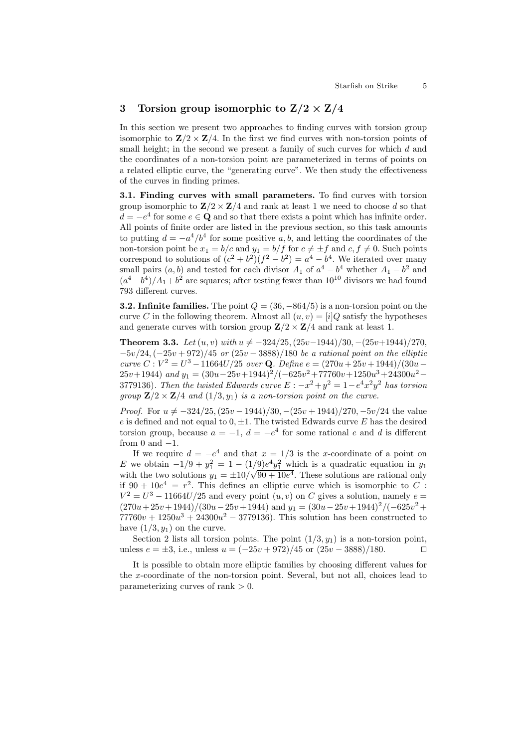## 3 Torsion group isomorphic to $\mathbf{Z}/2 \times \mathbf{Z}/4$

In this section we present two approaches to finding curves with torsion group isomorphic to $\mathbf{Z}/2 \times \mathbf{Z}/4$. In the first we find curves with non-torsion points of small height; in the second we present a family of such curves for which $d$ and the coordinates of a non-torsion point are parameterized in terms of points on a related elliptic curve, the "generating curve". We then study the effectiveness of the curves in finding primes.

**3.1. Finding curves with small parameters.** To find curves with torsion group isomorphic to $\mathbf{Z}/2 \times \mathbf{Z}/4$ and rank at least 1 we need to choose $d$ so that $d = -e^4$ for some $e \in \mathbf{Q}$ and so that there exists a point which has infinite order. All points of finite order are listed in the previous section, so this task amounts to putting $d = -a^4/b^4$ for some positive $a, b$, and letting the coordinates of the non-torsion point be $x_1 = b/c$ and $y_1 = b/f$ for $c \neq \pm f$ and $c, f \neq 0$. Such points correspond to solutions of $(c^2 + b^2)(f^2 - b^2) = a^4 - b^4$. We iterated over many small pairs $(a, b)$ and tested for each divisor $A_1$ of $a^4 - b^4$ whether $A_1 - b^2$ and $(a^4 - b^4)/A_1 + b^2$ are squares; after testing fewer than $10^{10}$ divisors we had found 793 different curves.

**3.2. Infinite families.** The point $Q = (36, -864/5)$ is a non-torsion point on the curve $C$ in the following theorem. Almost all $(u, v) = [i]Q$ satisfy the hypotheses and generate curves with torsion group $\mathbf{Z}/2 \times \mathbf{Z}/4$ and rank at least 1.

**Theorem 3.3.** *Let $(u, v)$ with $u \neq -324/25, (25v-1944)/30, -(25v+1944)/270, -5v/24, (-25v+972)/45$ or $(25v-3888)/180$ be a rational point on the elliptic curve $C : V^2 = U^3 - 11664U/25$ over $\mathbf{Q}$. Define $e = (270u + 25v + 1944)/(30u - 25v+1944)$ and $y_1 = (30u-25v+1944)^2/(-625v^2+77760v+1250u^3+24300u^2-3779136)$. Then the twisted Edwards curve $E : -x^2+y^2 = 1-e^4x^2y^2$ has torsion group $\mathbf{Z}/2 \times \mathbf{Z}/4$ and $(1/3, y_1)$ is a non-torsion point on the curve.*

*Proof.* For $u \neq -324/25, (25v - 1944)/30, -(25v + 1944)/270, -5v/24$ the value $e$ is defined and not equal to $0, \pm 1$. The twisted Edwards curve $E$ has the desired torsion group, because $a = -1$, $d = -e^4$ for some rational $e$ and $d$ is different from 0 and $-1$.

If we require $d = -e^4$ and that $x = 1/3$ is the $x$-coordinate of a point on $E$ we obtain $-1/9 + y_1^2 = 1 - (1/9)e^4y_1^2$ which is a quadratic equation in $y_1$ with the two solutions $y_1 = \pm 10/\sqrt{90 + 10e^4}$. These solutions are rational only if $90 + 10e^4 = r^2$. This defines an elliptic curve which is isomorphic to $C : V^2 = U^3 - 11664U/25$ and every point $(u, v)$ on $C$ gives a solution, namely $e = (270u+25v+1944)/(30u-25v+1944)$ and $y_1 = (30u-25v+1944)^2/(-625v^2 + 77760v + 1250u^3 + 24300u^2 - 3779136)$. This solution has been constructed to have $(1/3, y_1)$ on the curve.

Section 2 lists all torsion points. The point $(1/3, y_1)$ is a non-torsion point, unless $e = \pm 3$, i.e., unless $u = (-25v + 972)/45$ or $(25v - 3888)/180$. $\square$

It is possible to obtain more elliptic families by choosing different values for the $x$-coordinate of the non-torsion point. Several, but not all, choices lead to parameterizing curves of rank $> 0$.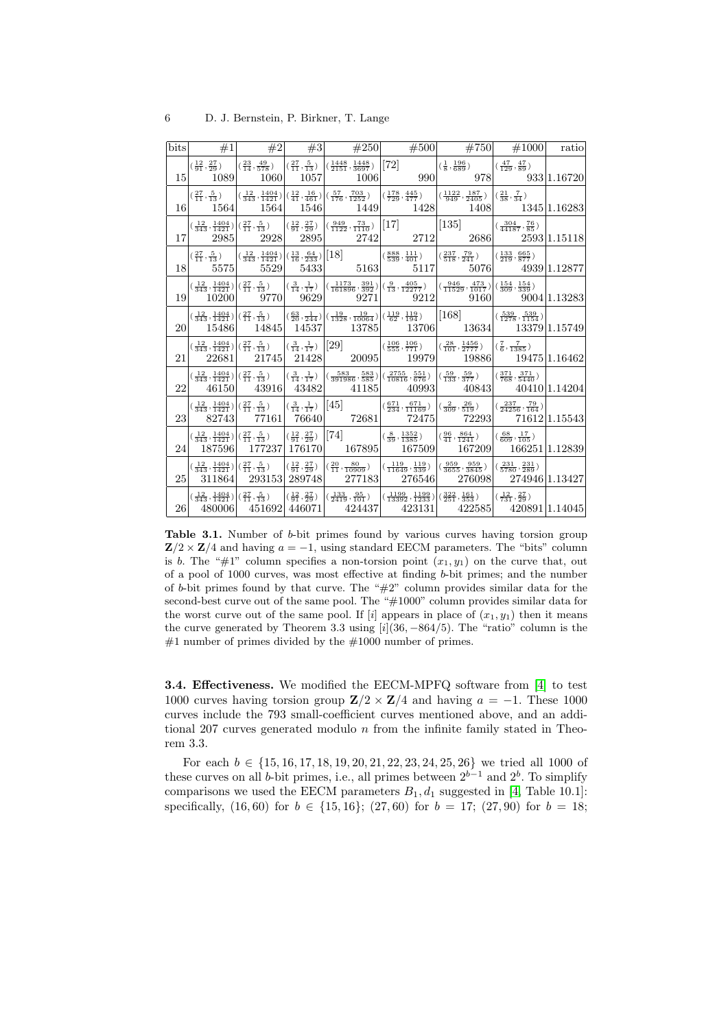| bits | #1 | #2 | #3 | #250 | #500 | #750 | #1000 | ratio |
|---|---|---|---|---|---|---|---|---|
| 15 | $(\frac{12}{91}, \frac{27}{29})$ 1089 | $(\frac{23}{14}, \frac{49}{578})$ 1060 | $(\frac{27}{11}, \frac{5}{13})$ 1057 | $(\frac{1448}{2151}, \frac{1448}{3697})$ 1006 | [72] 990 | $(\frac{1}{8}, \frac{196}{689})$ 978 | $(\frac{47}{129}, \frac{47}{89})$ 933 | 1.16720 |
| 16 | $(\frac{27}{11}, \frac{5}{13})$ 1564 | $(\frac{12}{343}, \frac{1404}{1421})$ 1564 | $(\frac{12}{41}, \frac{16}{461})$ 1546 | $(\frac{57}{176}, \frac{703}{1252})$ 1449 | $(\frac{178}{729}, \frac{445}{477})$ 1428 | $(\frac{1122}{949}, \frac{187}{2405})$ 1408 | $(\frac{21}{38}, \frac{7}{34})$ 1345 | 1.16283 |
| 17 | $(\frac{12}{343}, \frac{1404}{1421})$ 2985 | $(\frac{27}{11}, \frac{5}{13})$ 2928 | $(\frac{12}{91}, \frac{27}{29})$ 2895 | $(\frac{949}{1122}, \frac{73}{1110})$ 2742 | [17] 2712 | [135] 2686 | $(\frac{304}{44187}, \frac{76}{85})$ 2593 | 1.15118 |
| 18 | $(\frac{27}{11}, \frac{5}{13})$ 5575 | $(\frac{12}{343}, \frac{1404}{1421})$ 5529 | $(\frac{13}{16}, \frac{64}{233})$ 5433 | [18] 5163 | $(\frac{888}{539}, \frac{111}{401})$ 5117 | $(\frac{237}{518}, \frac{79}{241})$ 5076 | $(\frac{133}{219}, \frac{665}{877})$ 4939 | 1.12877 |
| 19 | $(\frac{12}{343}, \frac{1404}{1421})$ 10200 | $(\frac{27}{11}, \frac{5}{13})$ 9770 | $(\frac{3}{14}, \frac{1}{17})$ 9629 | $(\frac{1173}{161896}, \frac{391}{392})$ 9271 | $(\frac{9}{13}, \frac{405}{12277})$ 9212 | $(\frac{946}{11529}, \frac{473}{1017})$ 9160 | $(\frac{154}{309}, \frac{154}{339})$ 9004 | 1.13283 |
| 20 | $(\frac{12}{343}, \frac{1404}{1421})$ 15486 | $(\frac{27}{11}, \frac{5}{13})$ 14845 | $(\frac{63}{20}, \frac{1}{244})$ 14537 | $(\frac{19}{1328}, \frac{19}{10064})$ 13785 | $(\frac{119}{62}, \frac{119}{194})$ 13706 | [168] 13634 | $(\frac{539}{1278}, \frac{539}{1154})$ 13379 | 1.15749 |
| 21 | $(\frac{12}{343}, \frac{1404}{1421})$ 22681 | $(\frac{27}{11}, \frac{5}{13})$ 21745 | $(\frac{3}{14}, \frac{1}{17})$ 21428 | [29] 20095 | $(\frac{106}{555}, \frac{106}{771})$ 19979 | $(\frac{28}{101}, \frac{1456}{2777})$ 19886 | $(\frac{7}{6}, \frac{7}{1385})$ 19475 | 1.16462 |
| 22 | $(\frac{12}{343}, \frac{1404}{1421})$ 46150 | $(\frac{27}{11}, \frac{5}{13})$ 43916 | $(\frac{3}{14}, \frac{1}{17})$ 43482 | $(\frac{583}{391986}, \frac{583}{585})$ 41185 | $(\frac{2755}{10816}, \frac{551}{676})$ 40993 | $(\frac{59}{133}, \frac{59}{377})$ 40843 | $(\frac{371}{768}, \frac{371}{5440})$ 40410 | 1.14204 |
| 23 | $(\frac{12}{343}, \frac{1404}{1421})$ 82743 | $(\frac{27}{11}, \frac{5}{13})$ 77161 | $(\frac{3}{14}, \frac{1}{17})$ 76640 | [45] 72681 | $(\frac{671}{234}, \frac{671}{11169})$ 72475 | $(\frac{2}{309}, \frac{26}{519})$ 72293 | $(\frac{237}{24256}, \frac{79}{164})$ 71612 | 1.15543 |
| 24 | $(\frac{12}{343}, \frac{1404}{1421})$ 187596 | $(\frac{27}{11}, \frac{5}{13})$ 177237 | $(\frac{12}{91}, \frac{27}{29})$ 176170 | [74] 167895 | $(\frac{8}{39}, \frac{1352}{1385})$ 167509 | $(\frac{96}{41}, \frac{864}{1241})$ 167209 | $(\frac{68}{609}, \frac{17}{105})$ 166251 | 1.12839 |
| 25 | $(\frac{12}{343}, \frac{1404}{1421})$ 311864 | $(\frac{27}{11}, \frac{5}{13})$ 293153 | $(\frac{12}{91}, \frac{27}{29})$ 289748 | $(\frac{20}{11}, \frac{80}{10909})$ 277183 | $(\frac{119}{11649}, \frac{119}{339})$ 276546 | $(\frac{959}{3655}, \frac{959}{3845})$ 276098 | $(\frac{231}{5780}, \frac{231}{289})$ 274946 | 1.13427 |
| 26 | $(\frac{12}{343}, \frac{1404}{1421})$ 480006 | $(\frac{27}{11}, \frac{5}{13})$ 451692 | $(\frac{12}{91}, \frac{27}{29})$ 446071 | $(\frac{133}{2419}, \frac{95}{101})$ 424437 | $(\frac{1199}{13392}, \frac{1199}{1233})$ 423131 | $(\frac{322}{251}, \frac{161}{353})$ 422585 | $(\frac{12}{731}, \frac{27}{29})$ 420891 | 1.14045 |

**Table 3.1.** Number of $b$-bit primes found by various curves having torsion group $\mathbf{Z}/2 \times \mathbf{Z}/4$ and having $a = -1$, using standard EECM parameters. The "bits" column is $b$. The "#1" column specifies a non-torsion point $(x_1, y_1)$ on the curve that, out of a pool of 1000 curves, was most effective at finding $b$-bit primes; and the number of $b$-bit primes found by that curve. The "#2" column provides similar data for the second-best curve out of the same pool. The "#1000" column provides similar data for the worst curve out of the same pool. If $[i]$ appears in place of $(x_1, y_1)$ then it means the curve generated by Theorem 3.3 using $[i](36, -864/5)$. The "ratio" column is the #1 number of primes divided by the #1000 number of primes.

**3.4. Effectiveness.** We modified the EECM-MPFQ software from [4] to test 1000 curves having torsion group $\mathbf{Z}/2 \times \mathbf{Z}/4$ and having $a = -1$. These 1000 curves include the 793 small-coefficient curves mentioned above, and an additional 207 curves generated modulo $n$ from the infinite family stated in Theorem 3.3.

For each $b \in \{15, 16, 17, 18, 19, 20, 21, 22, 23, 24, 25, 26\}$ we tried all 1000 of these curves on all $b$-bit primes, i.e., all primes between $2^{b-1}$ and $2^b$. To simplify comparisons we used the EECM parameters $B_1, d_1$ suggested in [4, Table 10.1]: specifically, $(16, 60)$ for $b \in \{15, 16\}$; $(27, 60)$ for $b = 17$; $(27, 90)$ for $b = 18$;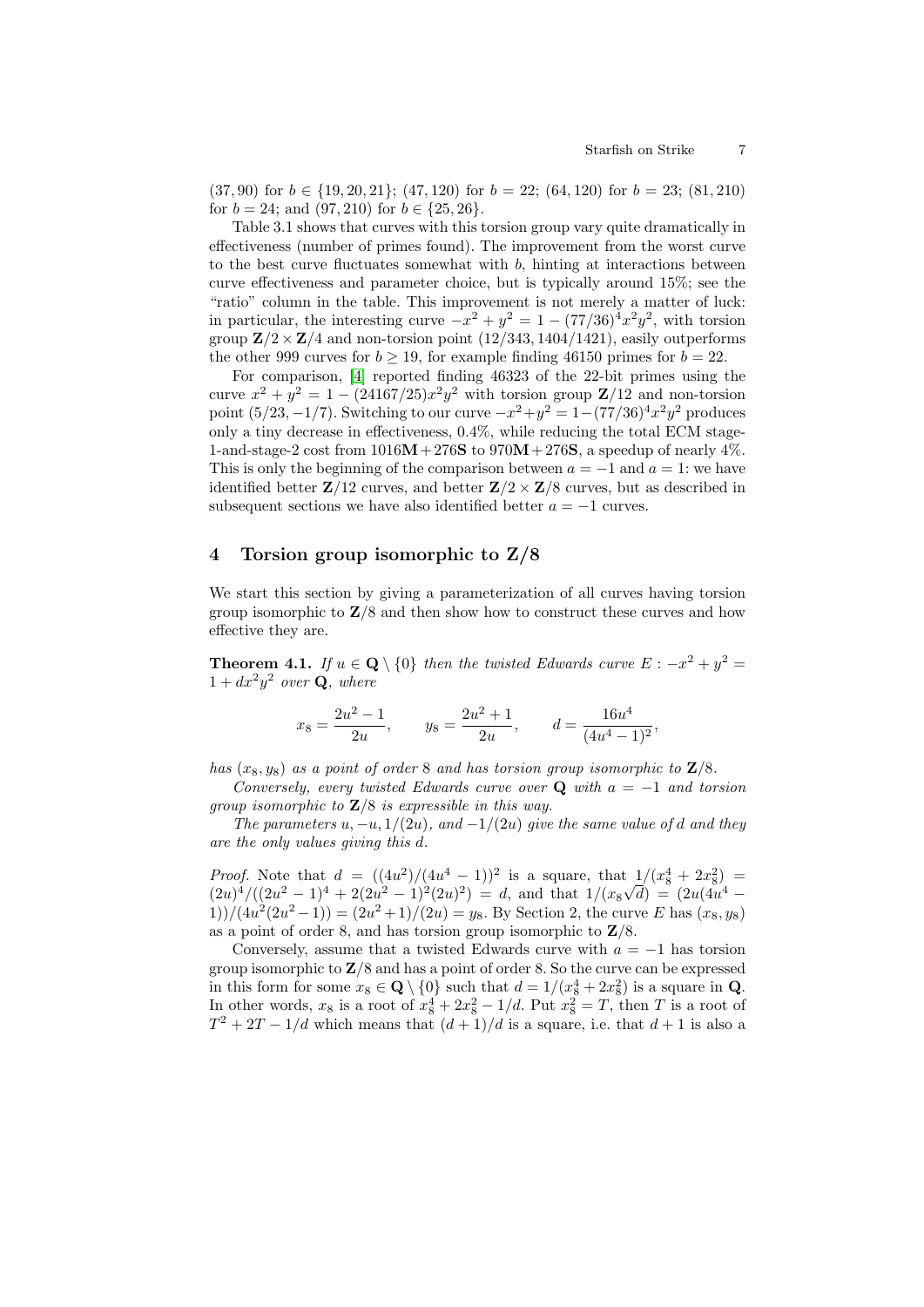$(37, 90)$ for $b \in \{19, 20, 21\}$; $(47, 120)$ for $b = 22$; $(64, 120)$ for $b = 23$; $(81, 210)$ for $b = 24$; and $(97, 210)$ for $b \in \{25, 26\}$.

Table 3.1 shows that curves with this torsion group vary quite dramatically in effectiveness (number of primes found). The improvement from the worst curve to the best curve fluctuates somewhat with $b$, hinting at interactions between curve effectiveness and parameter choice, but is typically around 15%; see the "ratio" column in the table. This improvement is not merely a matter of luck: in particular, the interesting curve $-x^2 + y^2 = 1 - (77/36)^4 x^2 y^2$, with torsion group $\mathbf{Z}/2 \times \mathbf{Z}/4$ and non-torsion point $(12/343, 1404/1421)$, easily outperforms the other 999 curves for $b \geq 19$, for example finding 46150 primes for $b = 22$.

For comparison, [4] reported finding 46323 of the 22-bit primes using the curve $x^2 + y^2 = 1 - (24167/25)x^2 y^2$ with torsion group $\mathbf{Z}/12$ and non-torsion point $(5/23, -1/7)$. Switching to our curve $-x^2 + y^2 = 1 - (77/36)^4 x^2 y^2$ produces only a tiny decrease in effectiveness, 0.4%, while reducing the total ECM stage-1-and-stage-2 cost from $1016\mathbf{M} + 276\mathbf{S}$ to $970\mathbf{M} + 276\mathbf{S}$, a speedup of nearly 4%. This is only the beginning of the comparison between $a = -1$ and $a = 1$: we have identified better $\mathbf{Z}/12$ curves, and better $\mathbf{Z}/2 \times \mathbf{Z}/8$ curves, but as described in subsequent sections we have also identified better $a = -1$ curves.

## 4 Torsion group isomorphic to Z/8

We start this section by giving a parameterization of all curves having torsion group isomorphic to $\mathbf{Z}/8$ and then show how to construct these curves and how effective they are.

**Theorem 4.1.** *If $u \in \mathbf{Q} \setminus \{0\}$ then the twisted Edwards curve $E : -x^2 + y^2 = 1 + dx^2 y^2$ over $\mathbf{Q}$, where*

$$x_8 = \frac{2u^2 - 1}{2u}, \qquad y_8 = \frac{2u^2 + 1}{2u}, \qquad d = \frac{16u^4}{(4u^4 - 1)^2},$$

*has $(x_8, y_8)$ as a point of order 8 and has torsion group isomorphic to $\mathbf{Z}/8$.*

*Conversely, every twisted Edwards curve over $\mathbf{Q}$ with $a = -1$ and torsion group isomorphic to $\mathbf{Z}/8$ is expressible in this way.*

*The parameters $u, -u, 1/(2u)$, and $-1/(2u)$ give the same value of $d$ and they are the only values giving this $d$.*

*Proof.* Note that $d = ((4u^2)/(4u^4 - 1))^2$ is a square, that $1/(x_8^4 + 2x_8^2) = (2u)^4/((2u^2 - 1)^4 + 2(2u^2 - 1)^2(2u)^2) = d$, and that $1/(x_8\sqrt{d}) = (2u(4u^4 - 1))/(4u^2(2u^2 - 1)) = (2u^2 + 1)/(2u) = y_8$. By Section 2, the curve $E$ has $(x_8, y_8)$ as a point of order 8, and has torsion group isomorphic to $\mathbf{Z}/8$.

Conversely, assume that a twisted Edwards curve with $a = -1$ has torsion group isomorphic to $\mathbf{Z}/8$ and has a point of order 8. So the curve can be expressed in this form for some $x_8 \in \mathbf{Q} \setminus \{0\}$ such that $d = 1/(x_8^4 + 2x_8^2)$ is a square in $\mathbf{Q}$. In other words, $x_8$ is a root of $x_8^4 + 2x_8^2 - 1/d$. Put $x_8^2 = T$, then $T$ is a root of $T^2 + 2T - 1/d$ which means that $(d + 1)/d$ is a square, i.e. that $d + 1$ is also a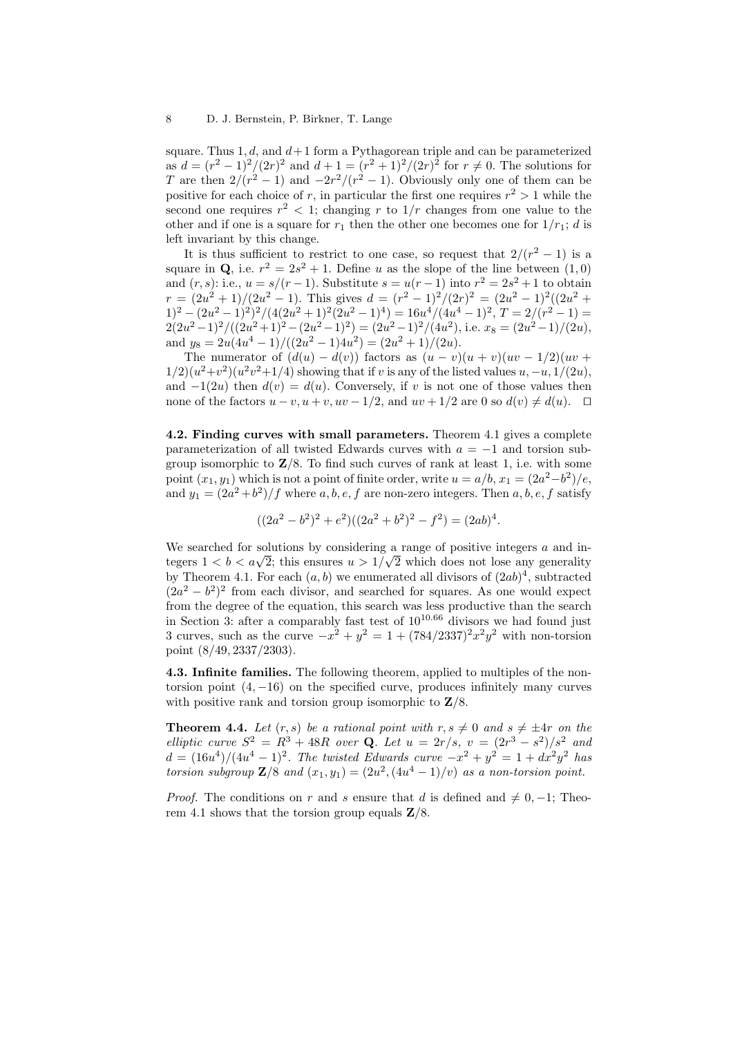square. Thus $1, d$, and $d+1$ form a Pythagorean triple and can be parameterized as $d = (r^2-1)^2/(2r)^2$ and $d+1 = (r^2+1)^2/(2r)^2$ for $r \neq 0$. The solutions for $T$ are then $2/(r^2-1)$ and $-2r^2/(r^2-1)$. Obviously only one of them can be positive for each choice of $r$, in particular the first one requires $r^2 > 1$ while the second one requires $r^2 < 1$; changing $r$ to $1/r$ changes from one value to the other and if one is a square for $r_1$ then the other one becomes one for $1/r_1$; $d$ is left invariant by this change.

It is thus sufficient to restrict to one case, so request that $2/(r^2-1)$ is a square in $\mathbf{Q}$, i.e. $r^2 = 2s^2+1$. Define $u$ as the slope of the line between $(1,0)$ and $(r,s)$: i.e., $u = s/(r-1)$. Substitute $s = u(r-1)$ into $r^2 = 2s^2+1$ to obtain $r = (2u^2+1)/(2u^2-1)$. This gives $d = (r^2-1)^2/(2r)^2 = (2u^2-1)^2((2u^2+1)^2-(2u^2-1)^2)^2/(4(2u^2+1)^2(2u^2-1)^4) = 16u^4/(4u^4-1)^2$, $T = 2/(r^2-1) = 2(2u^2-1)^2/((2u^2+1)^2-(2u^2-1)^2) = (2u^2-1)^2/(4u^2)$, i.e. $x_8 = (2u^2-1)/(2u)$, and $y_8 = 2u(4u^4-1)/((2u^2-1)4u^2) = (2u^2+1)/(2u)$.

The numerator of $(d(u)-d(v))$ factors as $(u-v)(u+v)(uv-1/2)(uv+1/2)(u^2+v^2)(u^2v^2+1/4)$ showing that if $v$ is any of the listed values $u, -u, 1/(2u)$, and $-1(2u)$ then $d(v) = d(u)$. Conversely, if $v$ is not one of those values then none of the factors $u-v, u+v, uv-1/2$, and $uv+1/2$ are 0 so $d(v) \neq d(u)$. $\square$

**4.2. Finding curves with small parameters.** Theorem 4.1 gives a complete parameterization of all twisted Edwards curves with $a = -1$ and torsion subgroup isomorphic to $\mathbf{Z}/8$. To find such curves of rank at least 1, i.e. with some point $(x_1, y_1)$ which is not a point of finite order, write $u = a/b$, $x_1 = (2a^2-b^2)/e$, and $y_1 = (2a^2+b^2)/f$ where $a, b, e, f$ are non-zero integers. Then $a, b, e, f$ satisfy

$$((2a^2-b^2)^2+e^2)((2a^2+b^2)^2-f^2) = (2ab)^4.$$

We searched for solutions by considering a range of positive integers $a$ and integers $1 < b < a\sqrt{2}$; this ensures $u > 1/\sqrt{2}$ which does not lose any generality by Theorem 4.1. For each $(a, b)$ we enumerated all divisors of $(2ab)^4$, subtracted $(2a^2-b^2)^2$ from each divisor, and searched for squares. As one would expect from the degree of the equation, this search was less productive than the search in Section 3: after a comparably fast test of $10^{10.66}$ divisors we had found just 3 curves, such as the curve $-x^2+y^2 = 1+(784/2337)^2x^2y^2$ with non-torsion point $(8/49, 2337/2303)$.

**4.3. Infinite families.** The following theorem, applied to multiples of the non-torsion point $(4, -16)$ on the specified curve, produces infinitely many curves with positive rank and torsion group isomorphic to $\mathbf{Z}/8$.

**Theorem 4.4.** *Let $(r, s)$ be a rational point with $r, s \neq 0$ and $s \neq \pm 4r$ on the elliptic curve $S^2 = R^3 + 48R$ over $\mathbf{Q}$. Let $u = 2r/s$, $v = (2r^3-s^2)/s^2$ and $d = (16u^4)/(4u^4-1)^2$. The twisted Edwards curve $-x^2+y^2 = 1+dx^2y^2$ has torsion subgroup $\mathbf{Z}/8$ and $(x_1, y_1) = (2u^2, (4u^4-1)/v)$ as a non-torsion point.*

*Proof.* The conditions on $r$ and $s$ ensure that $d$ is defined and $\neq 0, -1$; Theorem 4.1 shows that the torsion group equals $\mathbf{Z}/8$.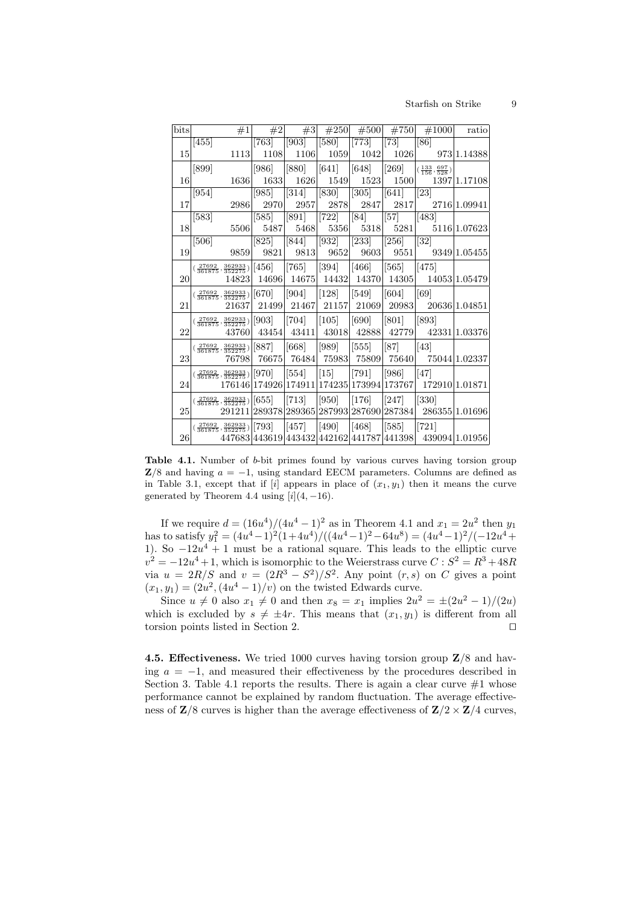| bits | #1 | #2 | #3 | #250 | #500 | #750 | #1000 | ratio |
|---|---|---|---|---|---|---|---|---|
| 15 | [455] 1113 | [763] 1108 | [903] 1106 | [580] 1059 | [773] 1042 | [73] 1026 | [86] 973 | 1.14388 |
| 16 | [899] 1636 | [986] 1633 | [880] 1626 | [641] 1549 | [648] 1523 | [269] 1500 | $(\frac{133}{156}, \frac{697}{528})$ 1397 | 1.17108 |
| 17 | [954] 2986 | [985] 2970 | [314] 2957 | [830] 2878 | [305] 2847 | [641] 2817 | [23] 2716 | 1.09941 |
| 18 | [583] 5506 | [585] 5487 | [891] 5468 | [722] 5356 | [84] 5318 | [57] 5281 | [483] 5116 | 1.07623 |
| 19 | [506] 9859 | [825] 9821 | [844] 9813 | [932] 9652 | [233] 9603 | [256] 9551 | [32] 9349 | 1.05455 |
| 20 | $(\frac{27692}{361875}, \frac{362933}{352275})$ 14823 | [456] 14696 | [765] 14675 | [394] 14432 | [466] 14370 | [565] 14305 | [475] 14053 | 1.05479 |
| 21 | $(\frac{27692}{361875}, \frac{362933}{352275})$ 21637 | [670] 21499 | [904] 21467 | [128] 21157 | [549] 21069 | [604] 20983 | [69] 20636 | 1.04851 |
| 22 | $(\frac{27692}{361875}, \frac{362933}{352275})$ 43760 | [903] 43454 | [704] 43411 | [105] 43018 | [690] 42888 | [801] 42779 | [893] 42331 | 1.03376 |
| 23 | $(\frac{27692}{361875}, \frac{362933}{352275})$ 76798 | [887] 76675 | [668] 76484 | [989] 75983 | [555] 75809 | [87] 75640 | [43] 75044 | 1.02337 |
| 24 | $(\frac{27692}{361875}, \frac{362933}{352275})$ 176146 | [970] 174926 | [554] 174911 | [15] 174235 | [791] 173994 | [986] 173767 | [47] 172910 | 1.01871 |
| 25 | $(\frac{27692}{361875}, \frac{362933}{352275})$ 291211 | [655] 289378 | [713] 289365 | [950] 287993 | [176] 287690 | [247] 287384 | [330] 286355 | 1.01696 |
| 26 | $(\frac{27692}{361875}, \frac{362933}{352275})$ 447683 | [793] 443619 | [457] 443432 | [490] 442162 | [468] 441787 | [585] 441398 | [721] 439094 | 1.01956 |

**Table 4.1.** Number of $b$-bit primes found by various curves having torsion group $\mathbf{Z}/8$ and having $a = -1$, using standard EECM parameters. Columns are defined as in Table 3.1, except that if $[i]$ appears in place of $(x_1, y_1)$ then it means the curve generated by Theorem 4.4 using $[i](4, -16)$.

If we require $d = (16u^4)/(4u^4-1)^2$ as in Theorem 4.1 and $x_1 = 2u^2$ then $y_1$ has to satisfy $y_1^2 = (4u^4-1)^2(1+4u^4)/((4u^4-1)^2-64u^8) = (4u^4-1)^2/(-12u^4+1)$. So $-12u^4+1$ must be a rational square. This leads to the elliptic curve $v^2 = -12u^4+1$, which is isomorphic to the Weierstrass curve $C : S^2 = R^3+48R$ via $u = 2R/S$ and $v = (2R^3-S^2)/S^2$. Any point $(r, s)$ on $C$ gives a point $(x_1, y_1) = (2u^2, (4u^4-1)/v)$ on the twisted Edwards curve.

Since $u \neq 0$ also $x_1 \neq 0$ and then $x_8 = x_1$ implies $2u^2 = \pm(2u^2-1)/(2u)$ which is excluded by $s \neq \pm 4r$. This means that $(x_1, y_1)$ is different from all torsion points listed in Section 2. ⊓⊔

**4.5. Effectiveness.** We tried 1000 curves having torsion group $\mathbf{Z}/8$ and having $a = -1$, and measured their effectiveness by the procedures described in Section 3. Table 4.1 reports the results. There is again a clear curve #1 whose performance cannot be explained by random fluctuation. The average effectiveness of $\mathbf{Z}/8$ curves is higher than the average effectiveness of $\mathbf{Z}/2 \times \mathbf{Z}/4$ curves,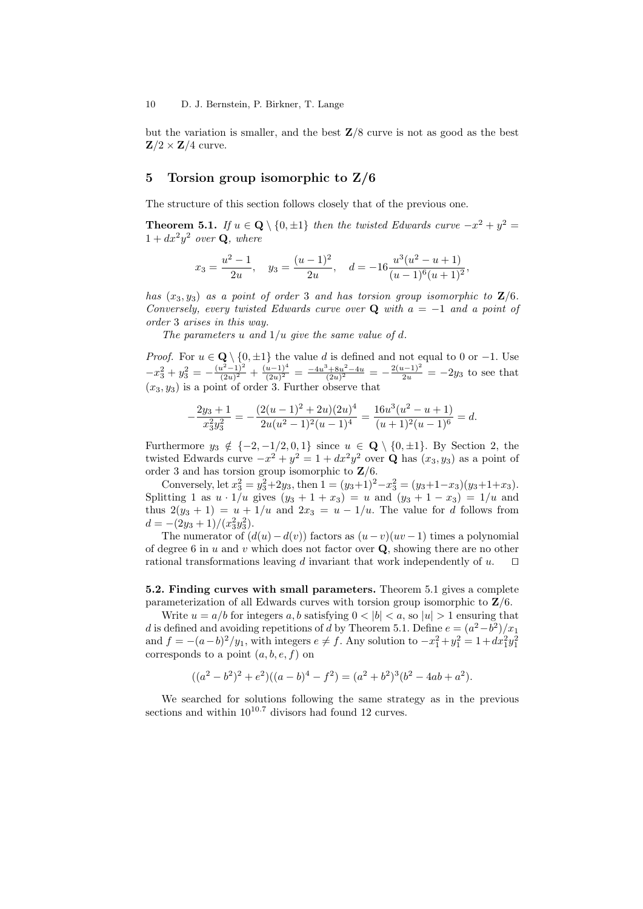but the variation is smaller, and the best $\mathbf{Z}/8$ curve is not as good as the best $\mathbf{Z}/2 \times \mathbf{Z}/4$ curve.

## 5 Torsion group isomorphic to Z/6

The structure of this section follows closely that of the previous one.

**Theorem 5.1.** *If $u \in \mathbf{Q} \setminus \{0, \pm 1\}$ then the twisted Edwards curve $-x^2 + y^2 = 1 + dx^2y^2$ over $\mathbf{Q}$, where*

$$x_3 = \frac{u^2 - 1}{2u}, \quad y_3 = \frac{(u-1)^2}{2u}, \quad d = -16\frac{u^3(u^2 - u + 1)}{(u-1)^6(u+1)^2},$$

*has $(x_3, y_3)$ as a point of order 3 and has torsion group isomorphic to $\mathbf{Z}/6$. Conversely, every twisted Edwards curve over $\mathbf{Q}$ with $a = -1$ and a point of order 3 arises in this way.*

*The parameters $u$ and $1/u$ give the same value of $d$.*

*Proof.* For $u \in \mathbf{Q} \setminus \{0, \pm 1\}$ the value $d$ is defined and not equal to 0 or $-1$. Use $-x_3^2 + y_3^2 = -\frac{(u^2-1)^2}{(2u)^2} + \frac{(u-1)^4}{(2u)^2} = \frac{-4u^3+8u^2-4u}{(2u)^2} = -\frac{2(u-1)^2}{2u} = -2y_3$ to see that $(x_3, y_3)$ is a point of order 3. Further observe that

$$-\frac{2y_3 + 1}{x_3^2 y_3^2} = -\frac{(2(u-1)^2 + 2u)(2u)^4}{2u(u^2-1)^2(u-1)^4} = \frac{16u^3(u^2 - u + 1)}{(u+1)^2(u-1)^6} = d.$$

Furthermore $y_3 \notin \{-2, -1/2, 0, 1\}$ since $u \in \mathbf{Q} \setminus \{0, \pm 1\}$. By Section 2, the twisted Edwards curve $-x^2 + y^2 = 1 + dx^2y^2$ over $\mathbf{Q}$ has $(x_3, y_3)$ as a point of order 3 and has torsion group isomorphic to $\mathbf{Z}/6$.

Conversely, let $x_3^2 = y_3^2 + 2y_3$, then $1 = (y_3+1)^2 - x_3^2 = (y_3+1-x_3)(y_3+1+x_3)$. Splitting 1 as $u \cdot 1/u$ gives $(y_3 + 1 + x_3) = u$ and $(y_3 + 1 - x_3) = 1/u$ and thus $2(y_3 + 1) = u + 1/u$ and $2x_3 = u - 1/u$. The value for $d$ follows from $d = -(2y_3 + 1)/(x_3^2 y_3^2)$.

The numerator of $(d(u) - d(v))$ factors as $(u - v)(uv - 1)$ times a polynomial of degree 6 in $u$ and $v$ which does not factor over $\mathbf{Q}$, showing there are no other rational transformations leaving $d$ invariant that work independently of $u$. $\square$

**5.2. Finding curves with small parameters.** Theorem 5.1 gives a complete parameterization of all Edwards curves with torsion group isomorphic to $\mathbf{Z}/6$.

Write $u = a/b$ for integers $a, b$ satisfying $0 < |b| < a$, so $|u| > 1$ ensuring that $d$ is defined and avoiding repetitions of $d$ by Theorem 5.1. Define $e = (a^2 - b^2)/x_1$ and $f = -(a-b)^2/y_1$, with integers $e \neq f$. Any solution to $-x_1^2 + y_1^2 = 1 + dx_1^2 y_1^2$ corresponds to a point $(a, b, e, f)$ on

$$((a^2 - b^2)^2 + e^2)((a-b)^4 - f^2) = (a^2 + b^2)^3(b^2 - 4ab + a^2).$$

We searched for solutions following the same strategy as in the previous sections and within $10^{10.7}$ divisors had found 12 curves.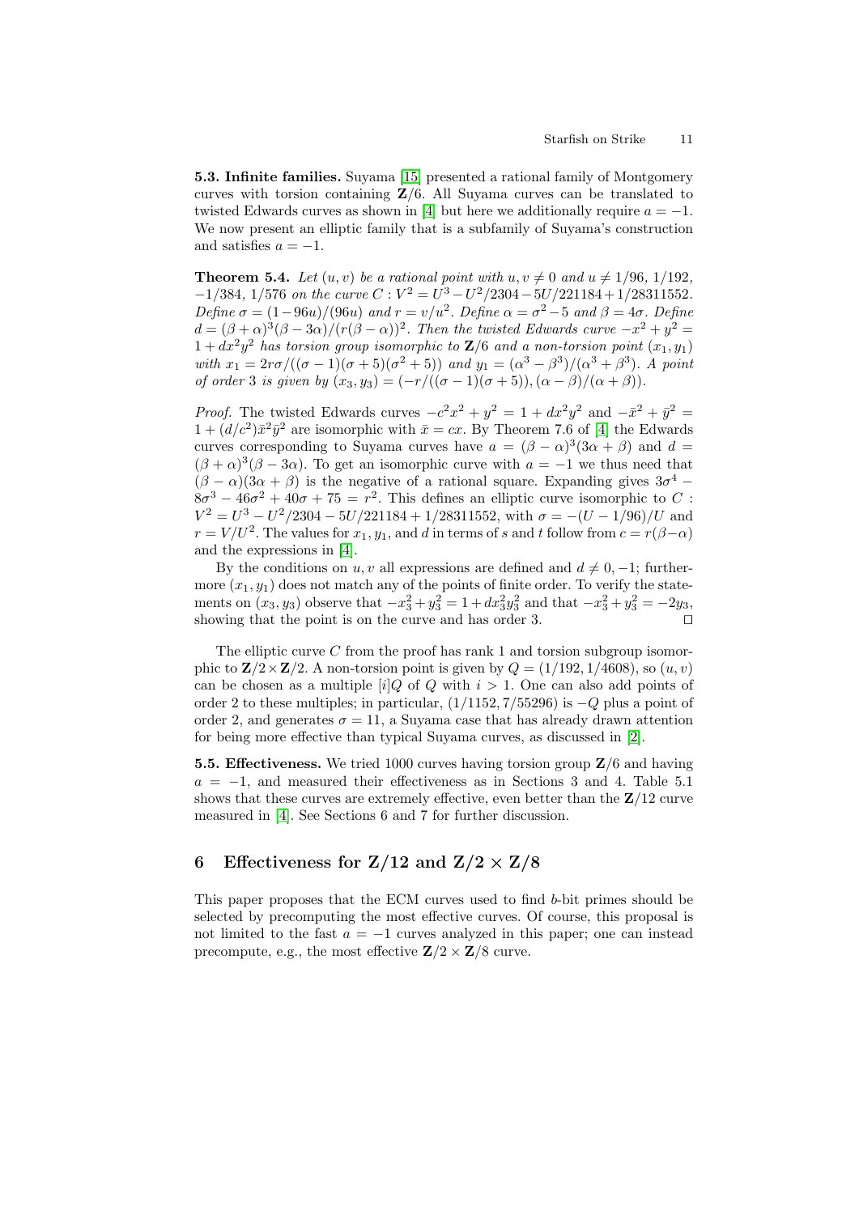**5.3. Infinite families.** Suyama [15] presented a rational family of Montgomery curves with torsion containing $\mathbf{Z}/6$. All Suyama curves can be translated to twisted Edwards curves as shown in [4] but here we additionally require $a = -1$. We now present an elliptic family that is a subfamily of Suyama's construction and satisfies $a = -1$.

**Theorem 5.4.** *Let $(u, v)$ be a rational point with $u, v \neq 0$ and $u \neq 1/96$, $1/192$, $-1/384$, $1/576$ on the curve $C : V^2 = U^3 - U^2/2304 - 5U/221184 + 1/28311552$. Define $\sigma = (1-96u)/(96u)$ and $r = v/u^2$. Define $\alpha = \sigma^2 - 5$ and $\beta = 4\sigma$. Define $d = (\beta+\alpha)^3(\beta-3\alpha)/(r(\beta-\alpha))^2$. Then the twisted Edwards curve $-x^2 + y^2 = 1 + dx^2y^2$ has torsion group isomorphic to $\mathbf{Z}/6$ and a non-torsion point $(x_1, y_1)$ with $x_1 = 2r\sigma/((\sigma-1)(\sigma+5)(\sigma^2+5))$ and $y_1 = (\alpha^3 - \beta^3)/(\alpha^3 + \beta^3)$. A point of order 3 is given by $(x_3, y_3) = (-r/((\sigma-1)(\sigma+5)), (\alpha-\beta)/(\alpha+\beta))$.*

*Proof.* The twisted Edwards curves $-c^2x^2 + y^2 = 1 + dx^2y^2$ and $-\bar{x}^2 + \bar{y}^2 = 1 + (d/c^2)\bar{x}^2\bar{y}^2$ are isomorphic with $\bar{x} = cx$. By Theorem 7.6 of [4] the Edwards curves corresponding to Suyama curves have $a = (\beta-\alpha)^3(3\alpha+\beta)$ and $d = (\beta+\alpha)^3(\beta-3\alpha)$. To get an isomorphic curve with $a = -1$ we thus need that $(\beta-\alpha)(3\alpha+\beta)$ is the negative of a rational square. Expanding gives $3\sigma^4 - 8\sigma^3 - 46\sigma^2 + 40\sigma + 75 = r^2$. This defines an elliptic curve isomorphic to $C : V^2 = U^3 - U^2/2304 - 5U/221184 + 1/28311552$, with $\sigma = -(U - 1/96)/U$ and $r = V/U^2$. The values for $x_1, y_1$, and $d$ in terms of $s$ and $t$ follow from $c = r(\beta-\alpha)$ and the expressions in [4].

By the conditions on $u, v$ all expressions are defined and $d \neq 0, -1$; furthermore $(x_1, y_1)$ does not match any of the points of finite order. To verify the statements on $(x_3, y_3)$ observe that $-x_3^2 + y_3^2 = 1 + dx_3^2y_3^2$ and that $-x_3^2 + y_3^2 = -2y_3$, showing that the point is on the curve and has order 3. $\square$

The elliptic curve $C$ from the proof has rank 1 and torsion subgroup isomorphic to $\mathbf{Z}/2 \times \mathbf{Z}/2$. A non-torsion point is given by $Q = (1/192, 1/4608)$, so $(u, v)$ can be chosen as a multiple $[i]Q$ of $Q$ with $i > 1$. One can also add points of order 2 to these multiples; in particular, $(1/1152, 7/55296)$ is $-Q$ plus a point of order 2, and generates $\sigma = 11$, a Suyama case that has already drawn attention for being more effective than typical Suyama curves, as discussed in [2].

**5.5. Effectiveness.** We tried 1000 curves having torsion group $\mathbf{Z}/6$ and having $a = -1$, and measured their effectiveness as in Sections 3 and 4. Table 5.1 shows that these curves are extremely effective, even better than the $\mathbf{Z}/12$ curve measured in [4]. See Sections 6 and 7 for further discussion.

## 6 Effectiveness for Z/12 and Z/2 × Z/8

This paper proposes that the ECM curves used to find $b$-bit primes should be selected by precomputing the most effective curves. Of course, this proposal is not limited to the fast $a = -1$ curves analyzed in this paper; one can instead precompute, e.g., the most effective $\mathbf{Z}/2 \times \mathbf{Z}/8$ curve.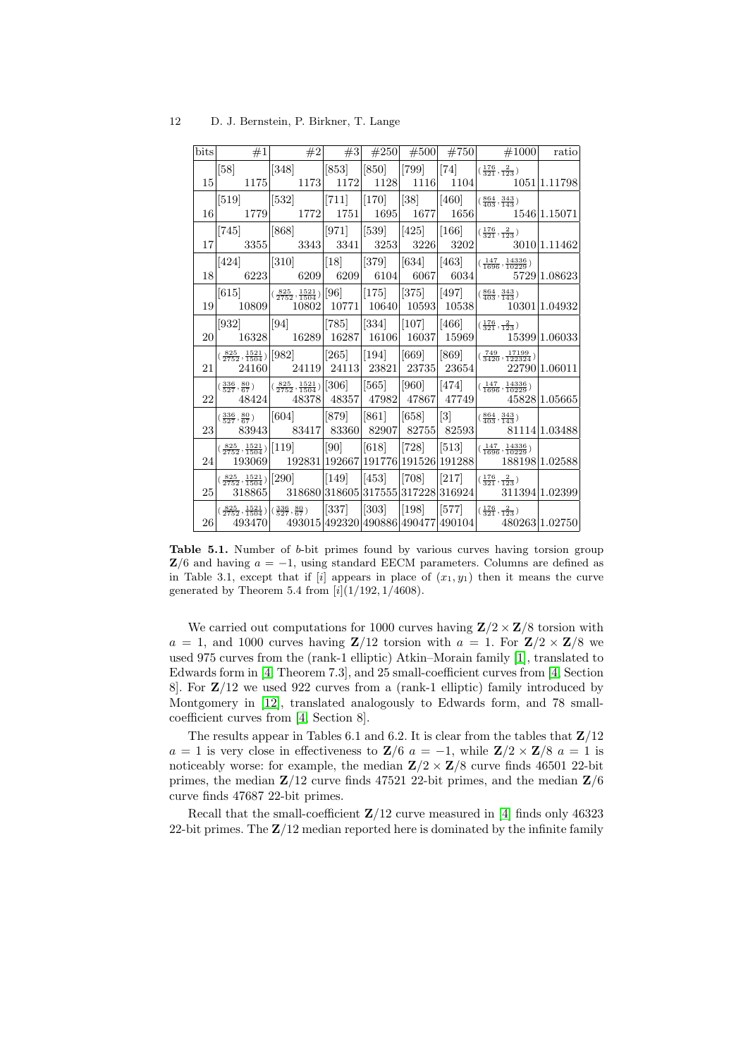| bits | #1 | #2 | #3 | #250 | #500 | #750 | #1000 | ratio |
|---|---|---|---|---|---|---|---|---|
| 15 | [58] 1175 | [348] 1173 | [853] 1172 | [850] 1128 | [799] 1116 | [74] 1104 | $(\frac{176}{321}, \frac{2}{123})$ 1051 | 1.11798 |
| 16 | [519] 1779 | [532] 1772 | [711] 1751 | [170] 1695 | [38] 1677 | [460] 1656 | $(\frac{864}{403}, \frac{343}{143})$ 1546 | 1.15071 |
| 17 | [745] 3355 | [868] 3343 | [971] 3341 | [539] 3253 | [425] 3226 | [166] 3202 | $(\frac{176}{321}, \frac{2}{123})$ 3010 | 1.11462 |
| 18 | [424] 6223 | [310] 6209 | [18] 6209 | [379] 6104 | [634] 6067 | [463] 6034 | $(\frac{147}{1696}, \frac{14336}{10229})$ 5729 | 1.08623 |
| 19 | [615] 10809 | $(\frac{825}{2752}, \frac{1521}{1504})$ 10802 | [96] 10771 | [175] 10640 | [375] 10593 | [497] 10538 | $(\frac{864}{403}, \frac{343}{143})$ 10301 | 1.04932 |
| 20 | [932] 16328 | [94] 16289 | [785] 16287 | [334] 16106 | [107] 16037 | [466] 15969 | $(\frac{176}{321}, \frac{2}{123})$ 15399 | 1.06033 |
| 21 | $(\frac{825}{2752}, \frac{1521}{1504})$ 24160 | [982] 24119 | [265] 24113 | [194] 23821 | [669] 23735 | [869] 23654 | $(\frac{749}{3420}, \frac{17199}{122324})$ 22790 | 1.06011 |
| 22 | $(\frac{336}{527}, \frac{80}{67})$ 48424 | $(\frac{825}{2752}, \frac{1521}{1504})$ 48378 | [306] 48357 | [565] 47982 | [960] 47867 | [474] 47749 | $(\frac{147}{1696}, \frac{14336}{10229})$ 45828 | 1.05665 |
| 23 | $(\frac{336}{527}, \frac{80}{67})$ 83943 | [604] 83417 | [879] 83360 | [861] 82907 | [658] 82755 | [3] 82593 | $(\frac{864}{403}, \frac{343}{143})$ 81114 | 1.03488 |
| 24 | $(\frac{825}{2752}, \frac{1521}{1504})$ 193069 | [119] 192831 | [90] 192667 | [618] 191776 | [728] 191526 | [513] 191288 | $(\frac{147}{1696}, \frac{14336}{10229})$ 188198 | 1.02588 |
| 25 | $(\frac{825}{2752}, \frac{1521}{1504})$ 318865 | [290] 318680 | [149] 318605 | [453] 317555 | [708] 317228 | [217] 316924 | $(\frac{176}{321}, \frac{2}{123})$ 311394 | 1.02399 |
| 26 | $(\frac{825}{2752}, \frac{1521}{1504})$ 493470 | $(\frac{336}{527}, \frac{80}{67})$ 493015 | [337] 492320 | [303] 490886 | [198] 490477 | [577] 490104 | $(\frac{176}{321}, \frac{2}{123})$ 480263 | 1.02750 |

**Table 5.1.** Number of $b$-bit primes found by various curves having torsion group $\mathbf{Z}/6$ and having $a = -1$, using standard EECM parameters. Columns are defined as in Table 3.1, except that if $[i]$ appears in place of $(x_1, y_1)$ then it means the curve generated by Theorem 5.4 from $[i](1/192, 1/4608)$.

We carried out computations for 1000 curves having $\mathbf{Z}/2 \times \mathbf{Z}/8$ torsion with $a = 1$, and 1000 curves having $\mathbf{Z}/12$ torsion with $a = 1$. For $\mathbf{Z}/2 \times \mathbf{Z}/8$ we used 975 curves from the (rank-1 elliptic) Atkin–Morain family [1], translated to Edwards form in [4, Theorem 7.3], and 25 small-coefficient curves from [4, Section 8]. For $\mathbf{Z}/12$ we used 922 curves from a (rank-1 elliptic) family introduced by Montgomery in [12], translated analogously to Edwards form, and 78 small-coefficient curves from [4, Section 8].

The results appear in Tables 6.1 and 6.2. It is clear from the tables that $\mathbf{Z}/12$ $a = 1$ is very close in effectiveness to $\mathbf{Z}/6$ $a = -1$, while $\mathbf{Z}/2 \times \mathbf{Z}/8$ $a = 1$ is noticeably worse: for example, the median $\mathbf{Z}/2 \times \mathbf{Z}/8$ curve finds 46501 22-bit primes, the median $\mathbf{Z}/12$ curve finds 47521 22-bit primes, and the median $\mathbf{Z}/6$ curve finds 47687 22-bit primes.

Recall that the small-coefficient $\mathbf{Z}/12$ curve measured in [4] finds only 46323 22-bit primes. The $\mathbf{Z}/12$ median reported here is dominated by the infinite family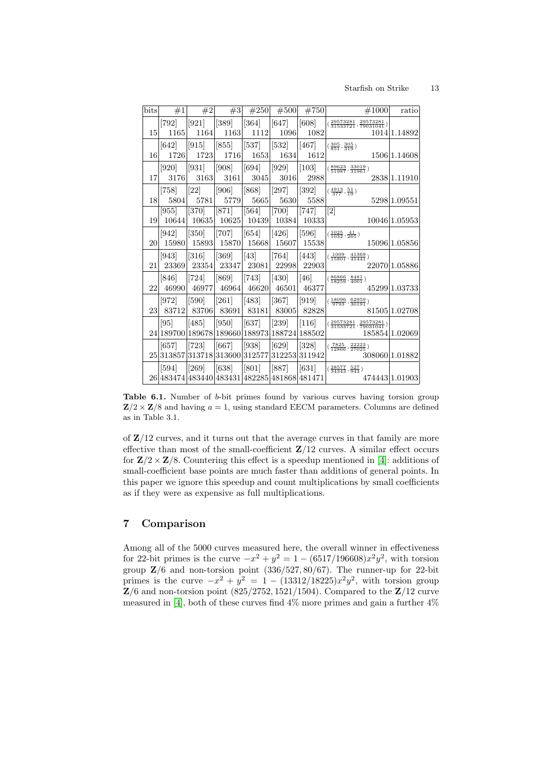| bits | #1 | #2 | #3 | #250 | #500 | #750 | #1000 | ratio |
|---|---|---|---|---|---|---|---|---|
| 15 | [792] 1165 | [921] 1164 | [389] 1163 | [364] 1112 | [647] 1096 | [608] 1082 | $(\frac{29573281}{31533721}, \frac{29573281}{79031041})$ 1014 | 1.14892 |
| 16 | [642] 1726 | [915] 1723 | [855] 1716 | [537] 1653 | [532] 1634 | [467] 1612 | $(\frac{305}{851}, \frac{305}{319})$ 1506 | 1.14608 |
| 17 | [920] 3176 | [931] 3163 | [908] 3161 | [694] 3045 | [929] 3016 | [103] 2988 | $(\frac{89623}{51987}, \frac{33019}{31961})$ 2838 | 1.11910 |
| 18 | [758] 5804 | [22] 5781 | [906] 5779 | [868] 5665 | [297] 5630 | [392] 5588 | $(\frac{4913}{377}, \frac{51}{19})$ 5298 | 1.09551 |
| 19 | [955] 10644 | [370] 10635 | [871] 10625 | [564] 10439 | [700] 10384 | [747] 10333 | [2] 10046 | 1.05953 |
| 20 | [942] 15980 | [350] 15893 | [707] 15870 | [654] 15668 | [426] 15607 | [596] 15538 | $(\frac{1025}{1032}, \frac{41}{265})$ 15096 | 1.05856 |
| 21 | [943] 23369 | [316] 23354 | [369] 23347 | [43] 23081 | [764] 22998 | [443] 22903 | $(\frac{1009}{15801}, \frac{41369}{41441})$ 22070 | 1.05886 |
| 22 | [846] 46990 | [724] 46977 | [869] 46964 | [743] 46620 | [430] 46501 | [46] 46377 | $(\frac{86866}{18259}, \frac{8481}{4001})$ 45299 | 1.03733 |
| 23 | [972] 83712 | [590] 83706 | [261] 83691 | [483] 83181 | [367] 83005 | [919] 82828 | $(\frac{18096}{9793}, \frac{62959}{30191})$ 81505 | 1.02708 |
| 24 | [95] 189700 | [485] 189678 | [950] 189660 | [637] 188973 | [239] 188724 | [116] 188502 | $(\frac{29573281}{31533721}, \frac{29573281}{79031041})$ 185854 | 1.02069 |
| 25 | [657] 313857 | [723] 313718 | [667] 313600 | [938] 312577 | [629] 312253 | [328] 311942 | $(\frac{7825}{12866}, \frac{22223}{27025})$ 308060 | 1.01882 |
| 26 | [594] 483474 | [269] 483440 | [638] 483431 | [801] 482285 | [887] 481868 | [631] 481471 | $(\frac{28577}{34343}, \frac{527}{943})$ 474443 | 1.01903 |

**Table 6.1.** Number of $b$-bit primes found by various curves having torsion group $\mathbf{Z}/2 \times \mathbf{Z}/8$ and having $a = 1$, using standard EECM parameters. Columns are defined as in Table 3.1.

of $\mathbf{Z}/12$ curves, and it turns out that the average curves in that family are more effective than most of the small-coefficient $\mathbf{Z}/12$ curves. A similar effect occurs for $\mathbf{Z}/2 \times \mathbf{Z}/8$. Countering this effect is a speedup mentioned in [4]: additions of small-coefficient base points are much faster than additions of general points. In this paper we ignore this speedup and count multiplications by small coefficients as if they were as expensive as full multiplications.

## 7 Comparison

Among all of the 5000 curves measured here, the overall winner in effectiveness for 22-bit primes is the curve $-x^2 + y^2 = 1 - (6517/196608)x^2y^2$, with torsion group $\mathbf{Z}/6$ and non-torsion point $(336/527, 80/67)$. The runner-up for 22-bit primes is the curve $-x^2 + y^2 = 1 - (13312/18225)x^2y^2$, with torsion group $\mathbf{Z}/6$ and non-torsion point $(825/2752, 1521/1504)$. Compared to the $\mathbf{Z}/12$ curve measured in [4], both of these curves find 4% more primes and gain a further 4%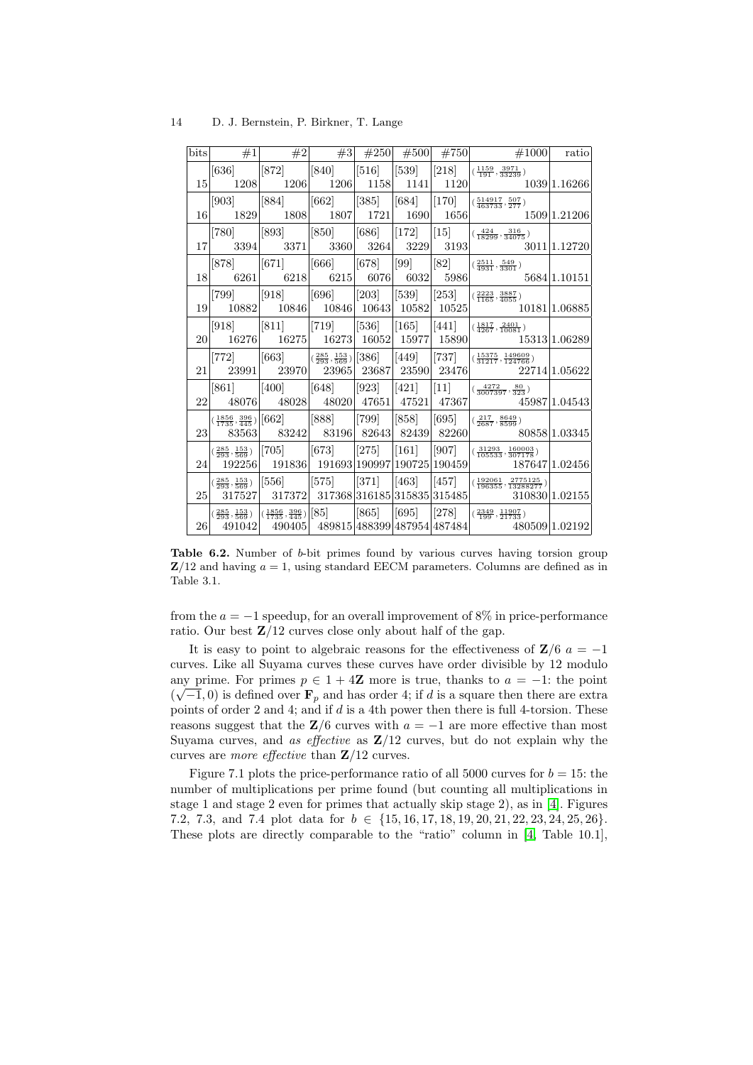| bits | #1 | #2 | #3 | #250 | #500 | #750 | #1000 | ratio |
|---|---|---|---|---|---|---|---|---|
| 15 | [636] 1208 | [872] 1206 | [840] 1206 | [516] 1158 | [539] 1141 | [218] 1120 | $(\frac{1159}{191}, \frac{3971}{33239})$ 1039 | 1.16266 |
| 16 | [903] 1829 | [884] 1808 | [662] 1807 | [385] 1721 | [684] 1690 | [170] 1656 | $(\frac{514917}{463733}, \frac{507}{277})$ 1509 | 1.21206 |
| 17 | [780] 3394 | [893] 3371 | [850] 3360 | [686] 3264 | [172] 3229 | [15] 3193 | $(\frac{424}{18299}, \frac{316}{34075})$ 3011 | 1.12720 |
| 18 | [878] 6261 | [671] 6218 | [666] 6215 | [678] 6076 | [99] 6032 | [82] 5986 | $(\frac{2511}{4931}, \frac{549}{3301})$ 5684 | 1.10151 |
| 19 | [799] 10882 | [918] 10846 | [696] 10846 | [203] 10643 | [539] 10582 | [253] 10525 | $(\frac{2223}{1165}, \frac{3887}{4055})$ 10181 | 1.06885 |
| 20 | [918] 16276 | [811] 16275 | [719] 16273 | [536] 16052 | [165] 15977 | [441] 15890 | $(\frac{1817}{4267}, \frac{2401}{10081})$ 15313 | 1.06289 |
| 21 | [772] 23991 | [663] 23970 | $(\frac{285}{293}, \frac{153}{569})$ 23965 | [386] 23687 | [449] 23590 | [737] 23476 | $(\frac{15375}{31217}, \frac{149609}{124766})$ 22714 | 1.05622 |
| 22 | [861] 48076 | [400] 48028 | [648] 48020 | [923] 47651 | [421] 47521 | [11] 47367 | $(\frac{4272}{3007397}, \frac{80}{323})$ 45987 | 1.04543 |
| 23 | $(\frac{1856}{1735}, \frac{396}{445})$ 83563 | [662] 83242 | [888] 83196 | [799] 82643 | [858] 82439 | [695] 82260 | $(\frac{217}{2687}, \frac{8649}{8599})$ 80858 | 1.03345 |
| 24 | $(\frac{285}{293}, \frac{153}{569})$ 192256 | [705] 191836 | [673] 191693 | [275] 190997 | [161] 190725 | [907] 190459 | $(\frac{31293}{105533}, \frac{160003}{307178})$ 187647 | 1.02456 |
| 25 | $(\frac{285}{293}, \frac{153}{569})$ 317527 | [556] 317372 | [575] 317368 | [371] 316185 | [463] 315835 | [457] 315485 | $(\frac{192061}{196355}, \frac{2775125}{13288277})$ 310830 | 1.02155 |
| 26 | $(\frac{285}{293}, \frac{153}{569})$ 491042 | $(\frac{1856}{1735}, \frac{396}{445})$ 490405 | [85] 489815 | [865] 488399 | [695] 487954 | [278] 487484 | $(\frac{2349}{199}, \frac{11907}{21733})$ 480509 | 1.02192 |

**Table 6.2.** Number of $b$-bit primes found by various curves having torsion group $\mathbf{Z}/12$ and having $a = 1$, using standard EECM parameters. Columns are defined as in Table 3.1.

from the $a = -1$ speedup, for an overall improvement of 8% in price-performance ratio. Our best $\mathbf{Z}/12$ curves close only about half of the gap.

It is easy to point to algebraic reasons for the effectiveness of $\mathbf{Z}/6$ $a = -1$ curves. Like all Suyama curves these curves have order divisible by 12 modulo any prime. For primes $p \in 1 + 4\mathbf{Z}$ more is true, thanks to $a = -1$: the point $(\sqrt{-1}, 0)$ is defined over $\mathbf{F}_p$ and has order 4; if $d$ is a square then there are extra points of order 2 and 4; and if $d$ is a 4th power then there is full 4-torsion. These reasons suggest that the $\mathbf{Z}/6$ curves with $a = -1$ are more effective than most Suyama curves, and *as effective* as $\mathbf{Z}/12$ curves, but do not explain why the curves are *more effective* than $\mathbf{Z}/12$ curves.

Figure 7.1 plots the price-performance ratio of all 5000 curves for $b = 15$: the number of multiplications per prime found (but counting all multiplications in stage 1 and stage 2 even for primes that actually skip stage 2), as in [4]. Figures 7.2, 7.3, and 7.4 plot data for $b \in \{15, 16, 17, 18, 19, 20, 21, 22, 23, 24, 25, 26\}$. These plots are directly comparable to the "ratio" column in [4, Table 10.1],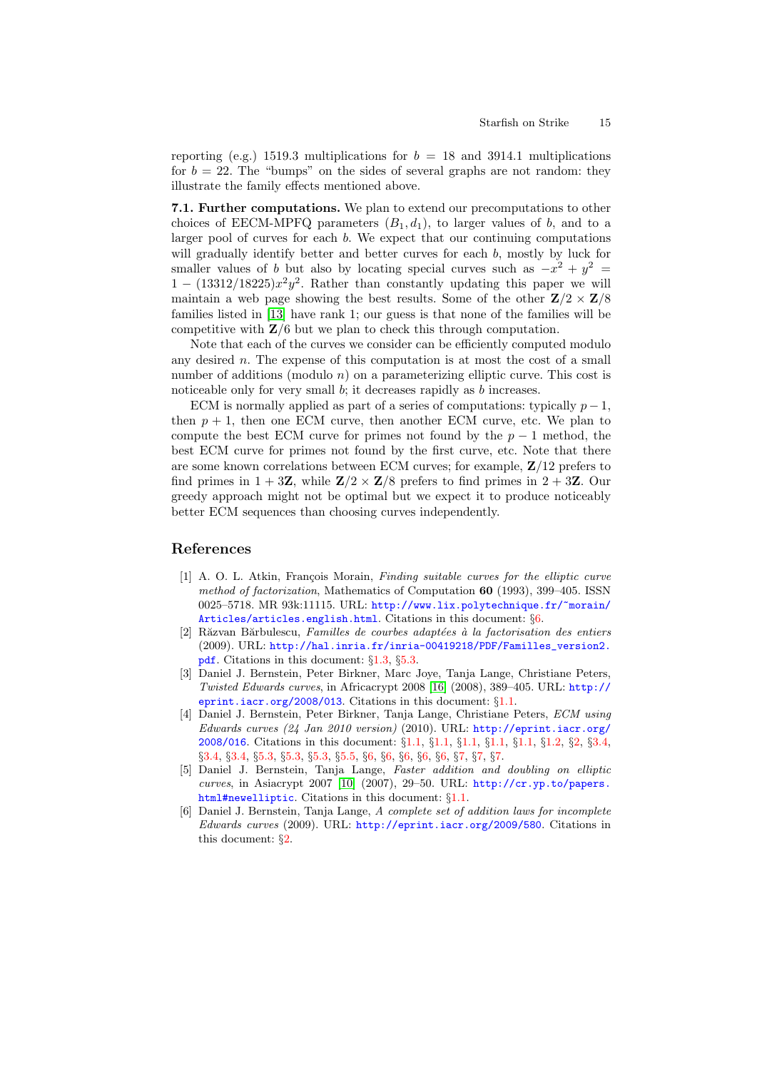reporting (e.g.) 1519.3 multiplications for $b = 18$ and 3914.1 multiplications for $b = 22$. The "bumps" on the sides of several graphs are not random: they illustrate the family effects mentioned above.

**7.1. Further computations.** We plan to extend our precomputations to other choices of EECM-MPFQ parameters $(B_1, d_1)$, to larger values of $b$, and to a larger pool of curves for each $b$. We expect that our continuing computations will gradually identify better and better curves for each $b$, mostly by luck for smaller values of $b$ but also by locating special curves such as $-x^2 + y^2 = 1 - (13312/18225)x^2y^2$. Rather than constantly updating this paper we will maintain a web page showing the best results. Some of the other $\mathbf{Z}/2 \times \mathbf{Z}/8$ families listed in [13] have rank 1; our guess is that none of the families will be competitive with $\mathbf{Z}/6$ but we plan to check this through computation.

Note that each of the curves we consider can be efficiently computed modulo any desired $n$. The expense of this computation is at most the cost of a small number of additions (modulo $n$) on a parameterizing elliptic curve. This cost is noticeable only for very small $b$; it decreases rapidly as $b$ increases.

ECM is normally applied as part of a series of computations: typically $p-1$, then $p+1$, then one ECM curve, then another ECM curve, etc. We plan to compute the best ECM curve for primes not found by the $p-1$ method, the best ECM curve for primes not found by the first curve, etc. Note that there are some known correlations between ECM curves; for example, $\mathbf{Z}/12$ prefers to find primes in $1 + 3\mathbf{Z}$, while $\mathbf{Z}/2 \times \mathbf{Z}/8$ prefers to find primes in $2 + 3\mathbf{Z}$. Our greedy approach might not be optimal but we expect it to produce noticeably better ECM sequences than choosing curves independently.

## References

[1] A. O. L. Atkin, François Morain, *Finding suitable curves for the elliptic curve method of factorization*, Mathematics of Computation **60** (1993), 399–405. ISSN 0025–5718. MR 93k:11115. URL: http://www.lix.polytechnique.fr/~morain/Articles/articles.english.html. Citations in this document: §6.

[2] Răzvan Bărbulescu, *Familles de courbes adaptées à la factorisation des entiers* (2009). URL: http://hal.inria.fr/inria-00419218/PDF/Familles_version2.pdf. Citations in this document: §1.3, §5.3.

[3] Daniel J. Bernstein, Peter Birkner, Marc Joye, Tanja Lange, Christiane Peters, *Twisted Edwards curves*, in Africacrypt 2008 [16] (2008), 389–405. URL: http://eprint.iacr.org/2008/013. Citations in this document: §1.1.

[4] Daniel J. Bernstein, Peter Birkner, Tanja Lange, Christiane Peters, *ECM using Edwards curves (24 Jan 2010 version)* (2010). URL: http://eprint.iacr.org/2008/016. Citations in this document: §1.1, §1.1, §1.1, §1.1, §1.1, §1.2, §2, §3.4, §3.4, §3.4, §5.3, §5.3, §5.3, §5.5, §6, §6, §6, §6, §6, §7, §7, §7.

[5] Daniel J. Bernstein, Tanja Lange, *Faster addition and doubling on elliptic curves*, in Asiacrypt 2007 [10] (2007), 29–50. URL: http://cr.yp.to/papers.html#newelliptic. Citations in this document: §1.1.

[6] Daniel J. Bernstein, Tanja Lange, *A complete set of addition laws for incomplete Edwards curves* (2009). URL: http://eprint.iacr.org/2009/580. Citations in this document: §2.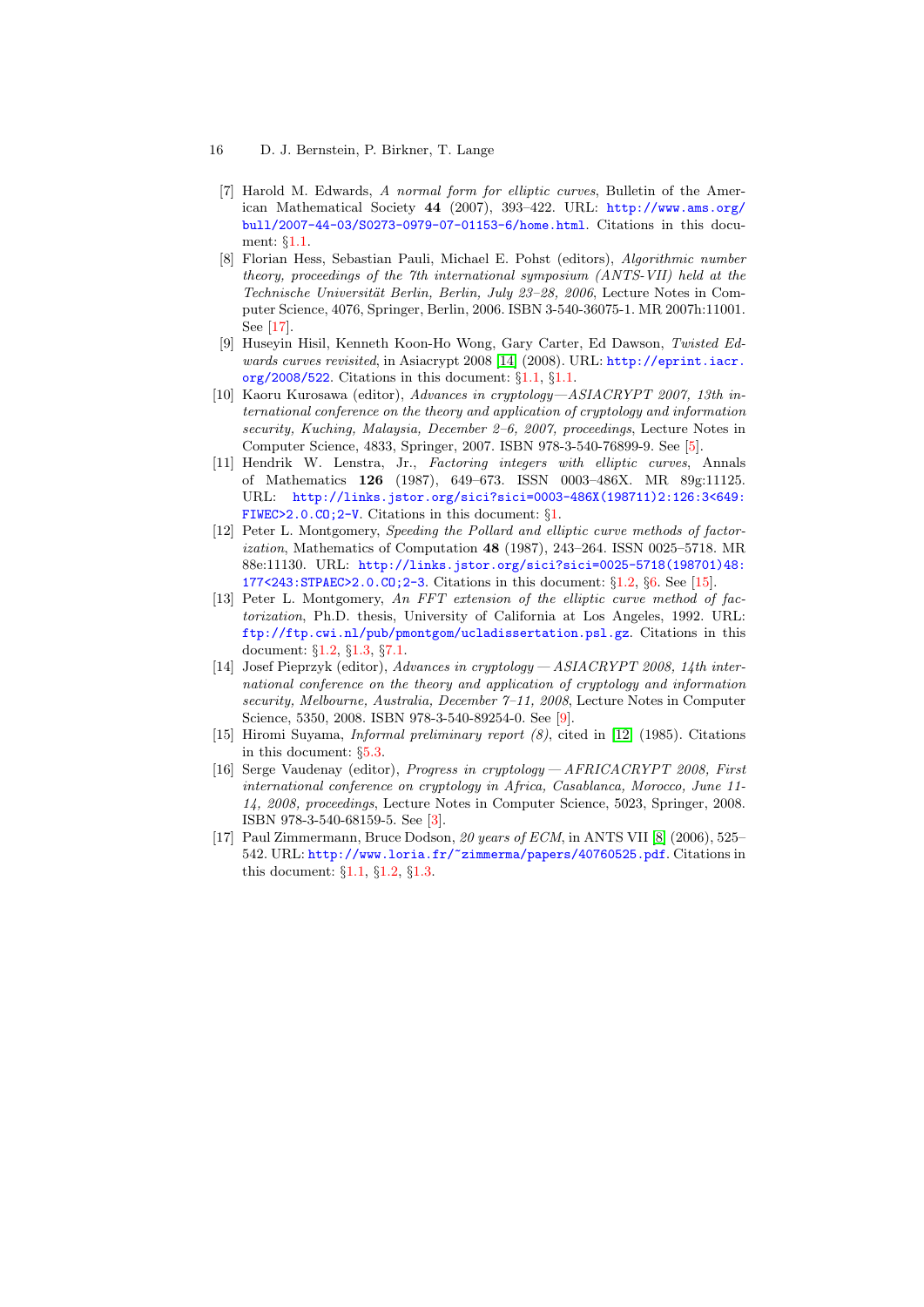[7] Harold M. Edwards, *A normal form for elliptic curves*, Bulletin of the American Mathematical Society **44** (2007), 393–422. URL: http://www.ams.org/bull/2007-44-03/S0273-0979-07-01153-6/home.html. Citations in this document: §1.1.

[8] Florian Hess, Sebastian Pauli, Michael E. Pohst (editors), *Algorithmic number theory, proceedings of the 7th international symposium (ANTS-VII) held at the Technische Universität Berlin, Berlin, July 23–28, 2006*, Lecture Notes in Computer Science, 4076, Springer, Berlin, 2006. ISBN 3-540-36075-1. MR 2007h:11001. See [17].

[9] Huseyin Hisil, Kenneth Koon-Ho Wong, Gary Carter, Ed Dawson, *Twisted Edwards curves revisited*, in Asiacrypt 2008 [14] (2008). URL: http://eprint.iacr.org/2008/522. Citations in this document: §1.1, §1.1.

[10] Kaoru Kurosawa (editor), *Advances in cryptology—ASIACRYPT 2007, 13th international conference on the theory and application of cryptology and information security, Kuching, Malaysia, December 2–6, 2007, proceedings*, Lecture Notes in Computer Science, 4833, Springer, 2007. ISBN 978-3-540-76899-9. See [5].

[11] Hendrik W. Lenstra, Jr., *Factoring integers with elliptic curves*, Annals of Mathematics **126** (1987), 649–673. ISSN 0003–486X. MR 89g:11125. URL: http://links.jstor.org/sici?sici=0003-486X(198711)2:126:3<649:FIWEC>2.0.CO;2-V. Citations in this document: §1.

[12] Peter L. Montgomery, *Speeding the Pollard and elliptic curve methods of factorization*, Mathematics of Computation **48** (1987), 243–264. ISSN 0025–5718. MR 88e:11130. URL: http://links.jstor.org/sici?sici=0025-5718(198701)48:177<243:STPAEC>2.0.CO;2-3. Citations in this document: §1.2, §6. See [15].

[13] Peter L. Montgomery, *An FFT extension of the elliptic curve method of factorization*, Ph.D. thesis, University of California at Los Angeles, 1992. URL: ftp://ftp.cwi.nl/pub/pmontgom/ucladissertation.psl.gz. Citations in this document: §1.2, §1.3, §7.1.

[14] Josef Pieprzyk (editor), *Advances in cryptology — ASIACRYPT 2008, 14th international conference on the theory and application of cryptology and information security, Melbourne, Australia, December 7–11, 2008*, Lecture Notes in Computer Science, 5350, 2008. ISBN 978-3-540-89254-0. See [9].

[15] Hiromi Suyama, *Informal preliminary report (8)*, cited in [12] (1985). Citations in this document: §5.3.

[16] Serge Vaudenay (editor), *Progress in cryptology — AFRICACRYPT 2008, First international conference on cryptology in Africa, Casablanca, Morocco, June 11-14, 2008, proceedings*, Lecture Notes in Computer Science, 5023, Springer, 2008. ISBN 978-3-540-68159-5. See [3].

[17] Paul Zimmermann, Bruce Dodson, *20 years of ECM*, in ANTS VII [8] (2006), 525–542. URL: http://www.loria.fr/~zimmerma/papers/40760525.pdf. Citations in this document: §1.1, §1.2, §1.3.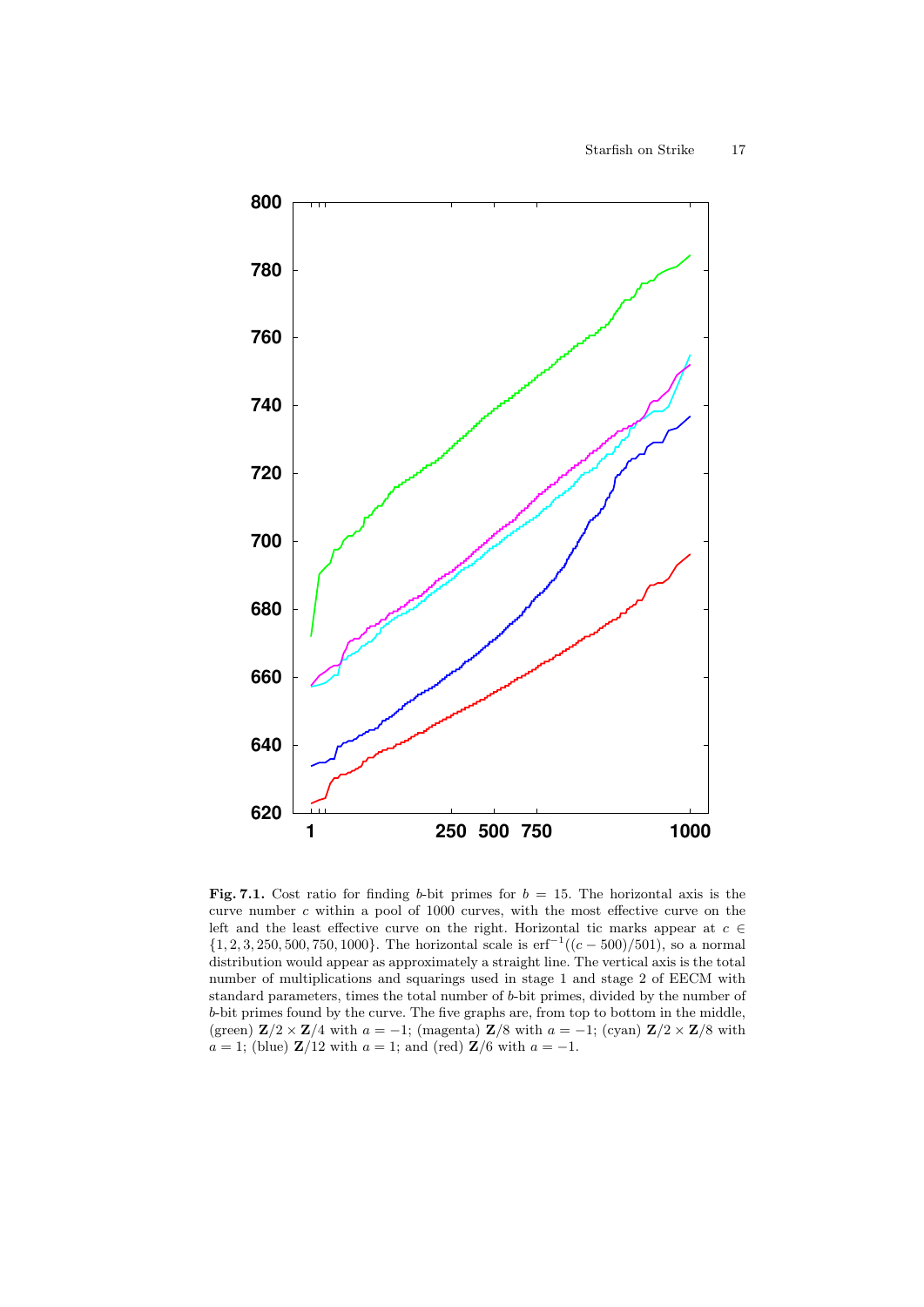**Fig. 7.1.** Cost ratio for finding $b$-bit primes for $b = 15$. The horizontal axis is the curve number $c$ within a pool of 1000 curves, with the most effective curve on the left and the least effective curve on the right. Horizontal tic marks appear at $c \in \{1, 2, 3, 250, 500, 750, 1000\}$. The horizontal scale is $\mathrm{erf}^{-1}((c-500)/501)$, so a normal distribution would appear as approximately a straight line. The vertical axis is the total number of multiplications and squarings used in stage 1 and stage 2 of EECM with standard parameters, times the total number of $b$-bit primes, divided by the number of $b$-bit primes found by the curve. The five graphs are, from top to bottom in the middle, (green) $\mathbf{Z}/2 \times \mathbf{Z}/4$ with $a = -1$; (magenta) $\mathbf{Z}/8$ with $a = -1$; (cyan) $\mathbf{Z}/2 \times \mathbf{Z}/8$ with $a = 1$; (blue) $\mathbf{Z}/12$ with $a = 1$; and (red) $\mathbf{Z}/6$ with $a = -1$.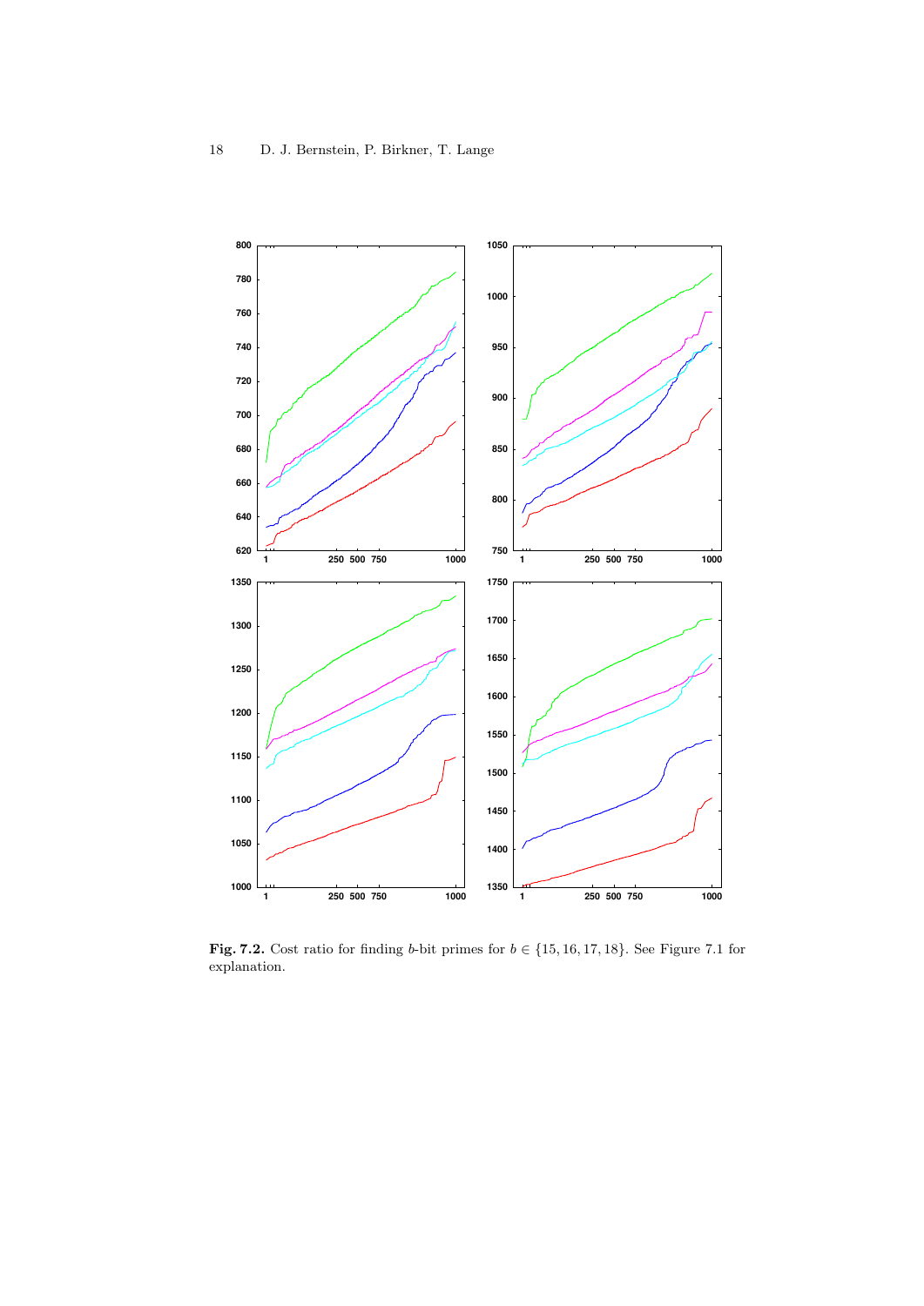**Fig. 7.2.** Cost ratio for finding $b$-bit primes for $b \in \{15, 16, 17, 18\}$. See Figure 7.1 for explanation.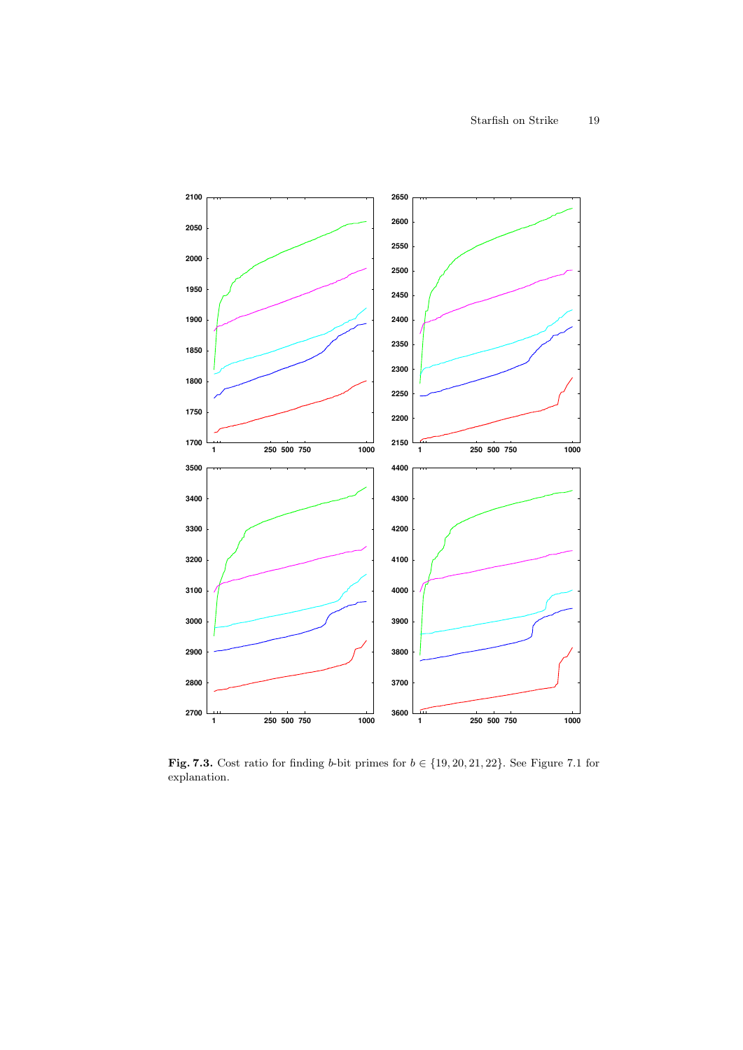**Fig. 7.3.** Cost ratio for finding $b$-bit primes for $b \in \{19, 20, 21, 22\}$. See Figure 7.1 for explanation.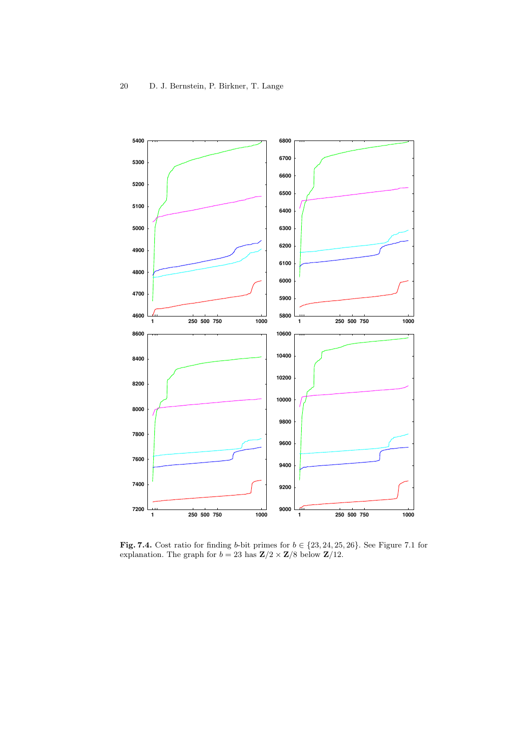5400
5300
5200
5100
5000
4900
4800
4700
4600
1 250 500 750 1000

6800
6700
6600
6500
6400
6300
6200
6100
6000
5900
5800
1 250 500 750 1000

8600
8400
8200
8000
7800
7600
7400
7200
1 250 500 750 1000

10600
10400
10200
10000
9800
9600
9400
9200
9000
1 250 500 750 1000

**Fig. 7.4.** Cost ratio for finding $b$-bit primes for $b \in \{23, 24, 25, 26\}$. See Figure 7.1 for explanation. The graph for $b = 23$ has $\mathbf{Z}/2 \times \mathbf{Z}/8$ below $\mathbf{Z}/12$.